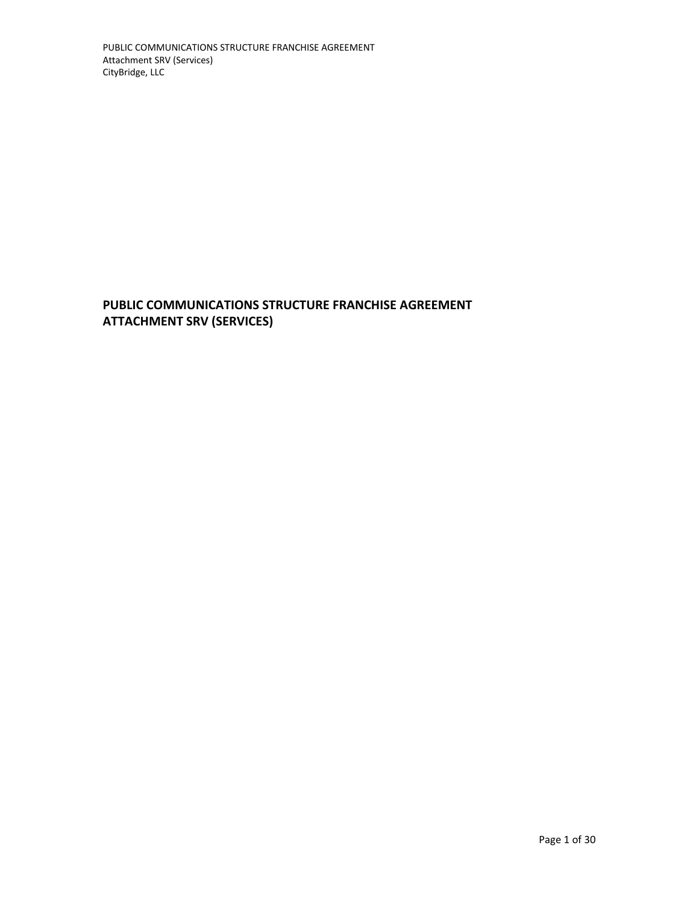# PUBLIC COMMUNICATIONS STRUCTURE FRANCHISE AGREEMENT
# ATTACHMENT SRV (SERVICES)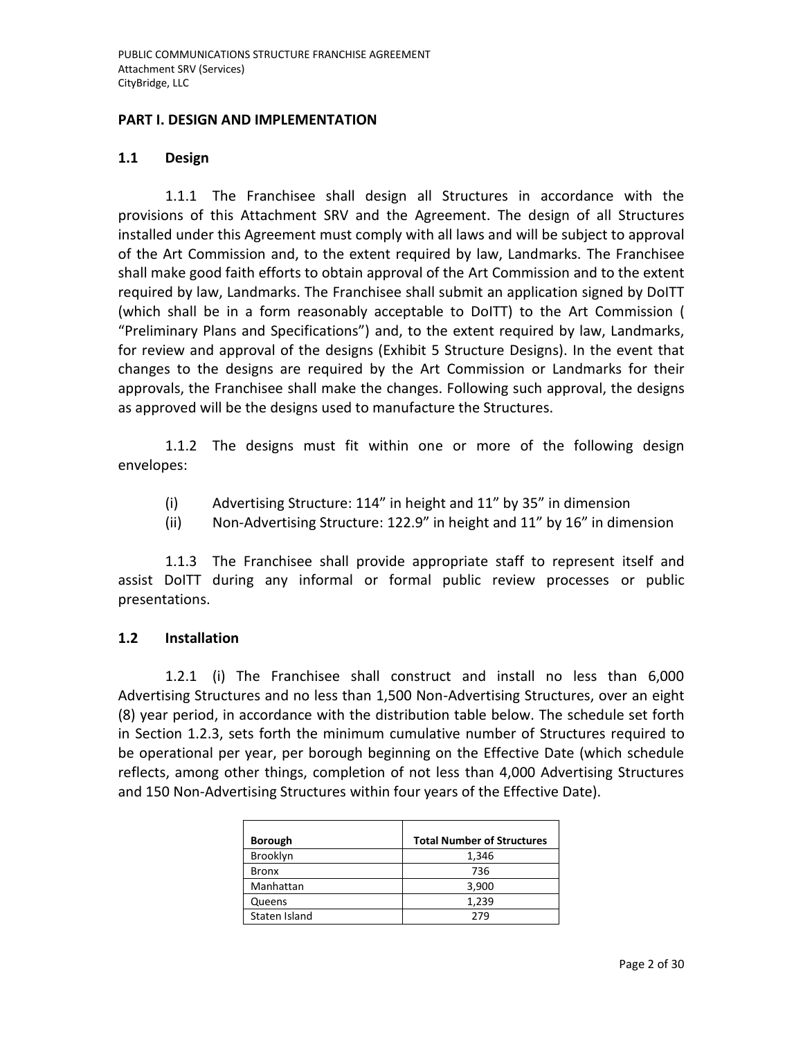## PART I. DESIGN AND IMPLEMENTATION

### 1.1 Design

1.1.1 The Franchisee shall design all Structures in accordance with the provisions of this Attachment SRV and the Agreement. The design of all Structures installed under this Agreement must comply with all laws and will be subject to approval of the Art Commission and, to the extent required by law, Landmarks. The Franchisee shall make good faith efforts to obtain approval of the Art Commission and to the extent required by law, Landmarks. The Franchisee shall submit an application signed by DoITT (which shall be in a form reasonably acceptable to DoITT) to the Art Commission ( "Preliminary Plans and Specifications") and, to the extent required by law, Landmarks, for review and approval of the designs (Exhibit 5 Structure Designs). In the event that changes to the designs are required by the Art Commission or Landmarks for their approvals, the Franchisee shall make the changes. Following such approval, the designs as approved will be the designs used to manufacture the Structures.

1.1.2 The designs must fit within one or more of the following design envelopes:

(i) Advertising Structure: 114" in height and 11" by 35" in dimension

(ii) Non-Advertising Structure: 122.9" in height and 11" by 16" in dimension

1.1.3 The Franchisee shall provide appropriate staff to represent itself and assist DoITT during any informal or formal public review processes or public presentations.

### 1.2 Installation

1.2.1 (i) The Franchisee shall construct and install no less than 6,000 Advertising Structures and no less than 1,500 Non-Advertising Structures, over an eight (8) year period, in accordance with the distribution table below. The schedule set forth in Section 1.2.3, sets forth the minimum cumulative number of Structures required to be operational per year, per borough beginning on the Effective Date (which schedule reflects, among other things, completion of not less than 4,000 Advertising Structures and 150 Non-Advertising Structures within four years of the Effective Date).

| Borough | Total Number of Structures |
|---|---|
| Brooklyn | 1,346 |
| Bronx | 736 |
| Manhattan | 3,900 |
| Queens | 1,239 |
| Staten Island | 279 |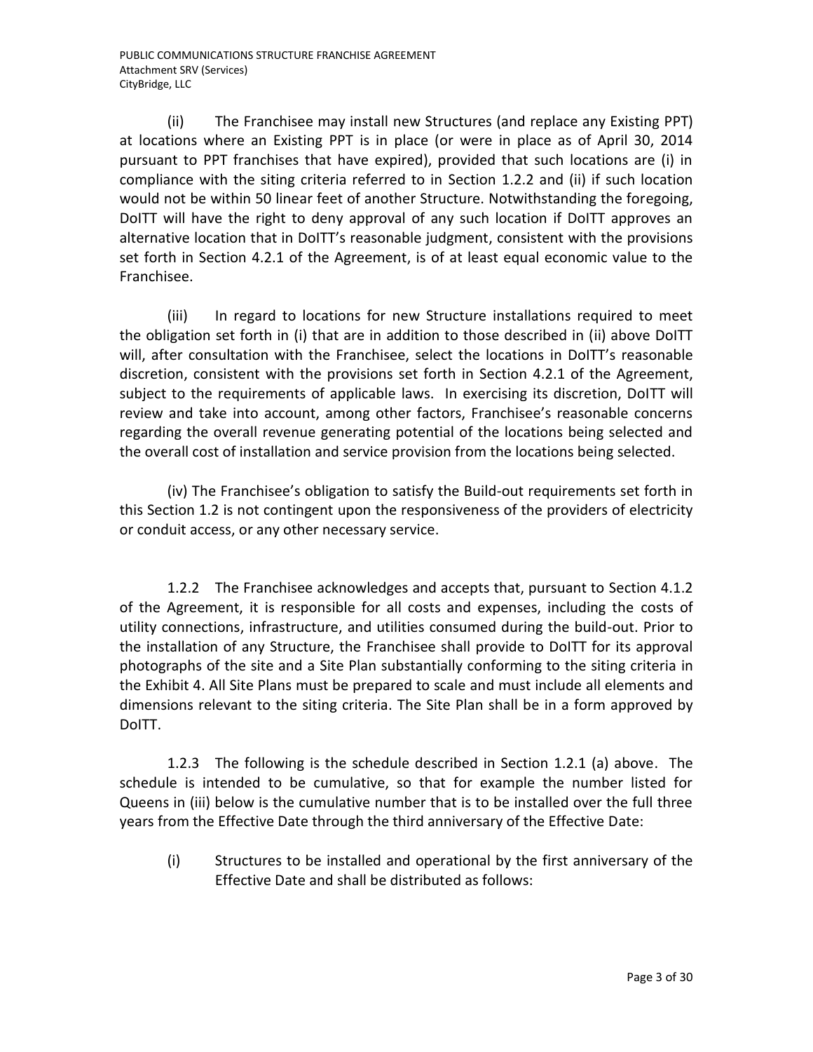(ii) The Franchisee may install new Structures (and replace any Existing PPT) at locations where an Existing PPT is in place (or were in place as of April 30, 2014 pursuant to PPT franchises that have expired), provided that such locations are (i) in compliance with the siting criteria referred to in Section 1.2.2 and (ii) if such location would not be within 50 linear feet of another Structure. Notwithstanding the foregoing, DoITT will have the right to deny approval of any such location if DoITT approves an alternative location that in DoITT's reasonable judgment, consistent with the provisions set forth in Section 4.2.1 of the Agreement, is of at least equal economic value to the Franchisee.

(iii) In regard to locations for new Structure installations required to meet the obligation set forth in (i) that are in addition to those described in (ii) above DoITT will, after consultation with the Franchisee, select the locations in DoITT's reasonable discretion, consistent with the provisions set forth in Section 4.2.1 of the Agreement, subject to the requirements of applicable laws. In exercising its discretion, DoITT will review and take into account, among other factors, Franchisee's reasonable concerns regarding the overall revenue generating potential of the locations being selected and the overall cost of installation and service provision from the locations being selected.

(iv) The Franchisee's obligation to satisfy the Build-out requirements set forth in this Section 1.2 is not contingent upon the responsiveness of the providers of electricity or conduit access, or any other necessary service.

1.2.2 The Franchisee acknowledges and accepts that, pursuant to Section 4.1.2 of the Agreement, it is responsible for all costs and expenses, including the costs of utility connections, infrastructure, and utilities consumed during the build-out. Prior to the installation of any Structure, the Franchisee shall provide to DoITT for its approval photographs of the site and a Site Plan substantially conforming to the siting criteria in the Exhibit 4. All Site Plans must be prepared to scale and must include all elements and dimensions relevant to the siting criteria. The Site Plan shall be in a form approved by DoITT.

1.2.3 The following is the schedule described in Section 1.2.1 (a) above. The schedule is intended to be cumulative, so that for example the number listed for Queens in (iii) below is the cumulative number that is to be installed over the full three years from the Effective Date through the third anniversary of the Effective Date:

(i) Structures to be installed and operational by the first anniversary of the Effective Date and shall be distributed as follows: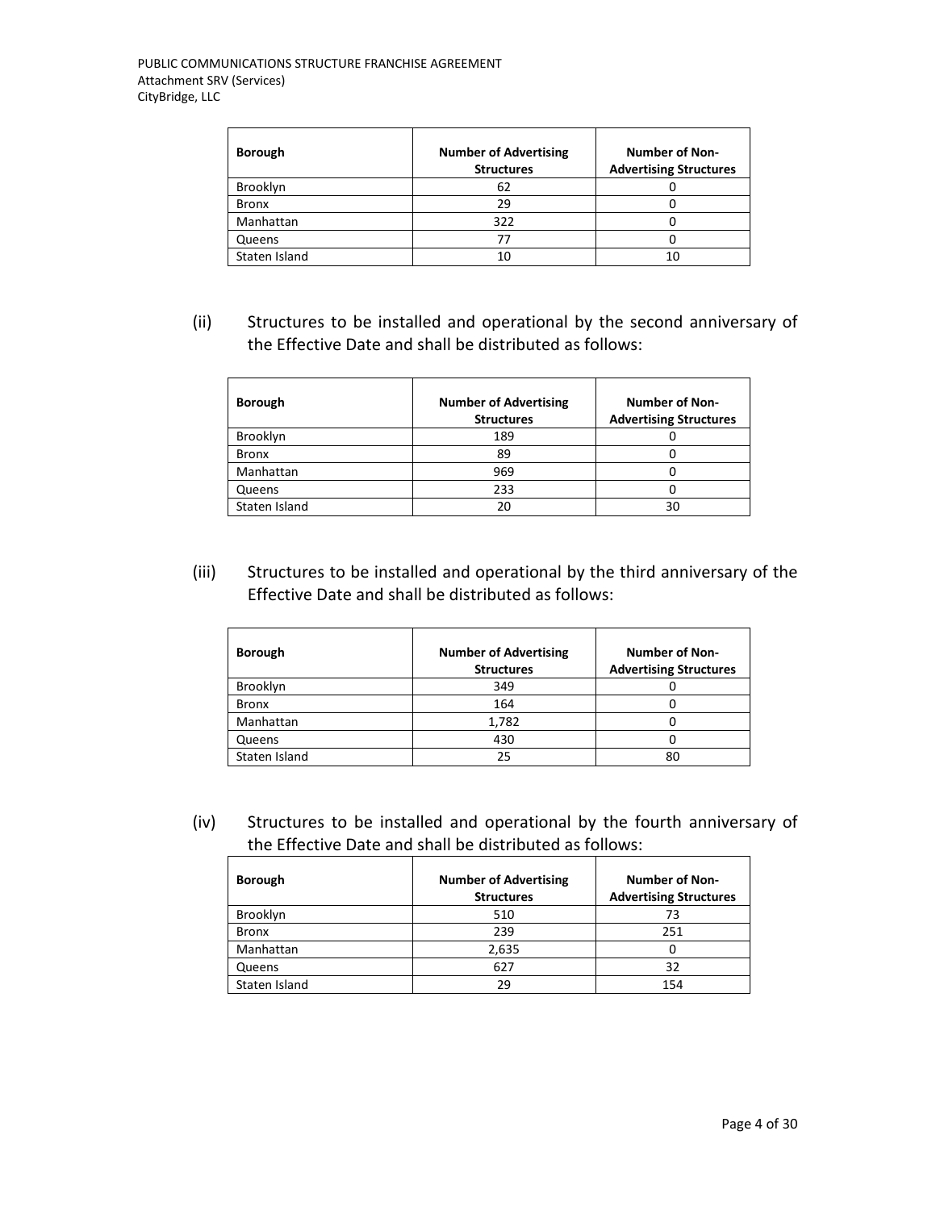| Borough | Number of Advertising Structures | Number of Non-Advertising Structures |
|---|---|---|
| Brooklyn | 62 | 0 |
| Bronx | 29 | 0 |
| Manhattan | 322 | 0 |
| Queens | 77 | 0 |
| Staten Island | 10 | 10 |

(ii) Structures to be installed and operational by the second anniversary of the Effective Date and shall be distributed as follows:

| Borough | Number of Advertising Structures | Number of Non-Advertising Structures |
|---|---|---|
| Brooklyn | 189 | 0 |
| Bronx | 89 | 0 |
| Manhattan | 969 | 0 |
| Queens | 233 | 0 |
| Staten Island | 20 | 30 |

(iii) Structures to be installed and operational by the third anniversary of the Effective Date and shall be distributed as follows:

| Borough | Number of Advertising Structures | Number of Non-Advertising Structures |
|---|---|---|
| Brooklyn | 349 | 0 |
| Bronx | 164 | 0 |
| Manhattan | 1,782 | 0 |
| Queens | 430 | 0 |
| Staten Island | 25 | 80 |

(iv) Structures to be installed and operational by the fourth anniversary of the Effective Date and shall be distributed as follows:

| Borough | Number of Advertising Structures | Number of Non-Advertising Structures |
|---|---|---|
| Brooklyn | 510 | 73 |
| Bronx | 239 | 251 |
| Manhattan | 2,635 | 0 |
| Queens | 627 | 32 |
| Staten Island | 29 | 154 |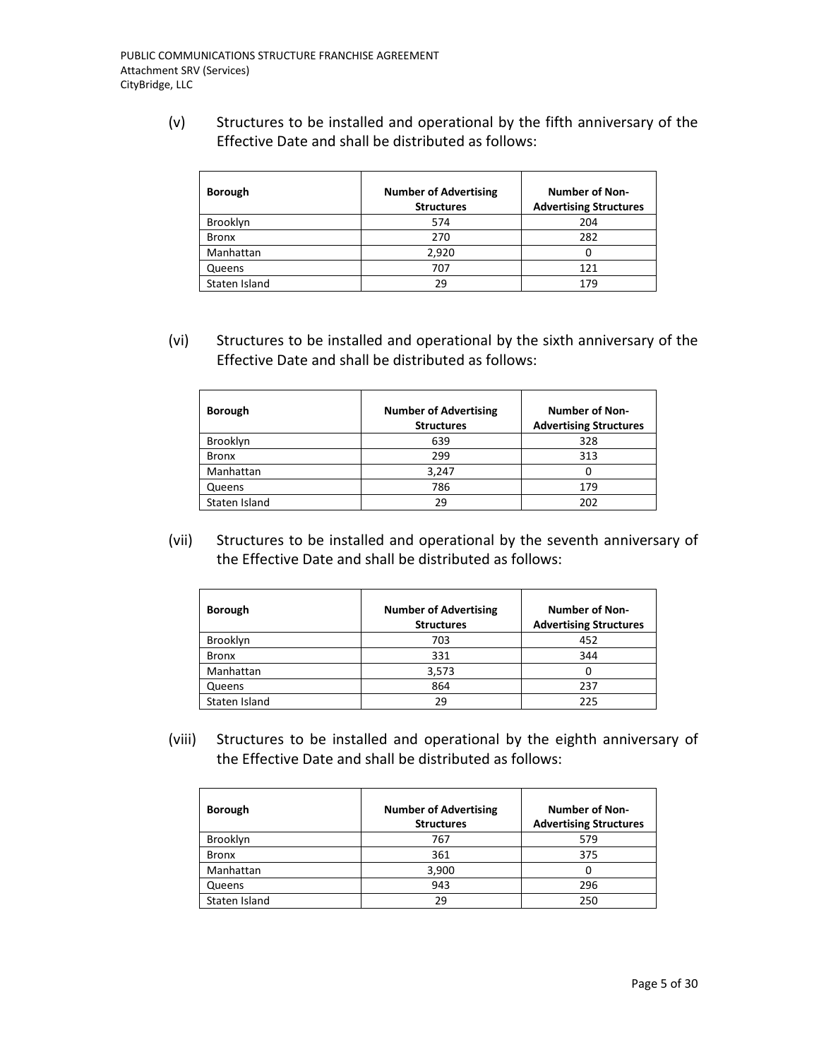(v) Structures to be installed and operational by the fifth anniversary of the Effective Date and shall be distributed as follows:

| Borough | Number of Advertising Structures | Number of Non-Advertising Structures |
|---|---|---|
| Brooklyn | 574 | 204 |
| Bronx | 270 | 282 |
| Manhattan | 2,920 | 0 |
| Queens | 707 | 121 |
| Staten Island | 29 | 179 |

(vi) Structures to be installed and operational by the sixth anniversary of the Effective Date and shall be distributed as follows:

| Borough | Number of Advertising Structures | Number of Non-Advertising Structures |
|---|---|---|
| Brooklyn | 639 | 328 |
| Bronx | 299 | 313 |
| Manhattan | 3,247 | 0 |
| Queens | 786 | 179 |
| Staten Island | 29 | 202 |

(vii) Structures to be installed and operational by the seventh anniversary of the Effective Date and shall be distributed as follows:

| Borough | Number of Advertising Structures | Number of Non-Advertising Structures |
|---|---|---|
| Brooklyn | 703 | 452 |
| Bronx | 331 | 344 |
| Manhattan | 3,573 | 0 |
| Queens | 864 | 237 |
| Staten Island | 29 | 225 |

(viii) Structures to be installed and operational by the eighth anniversary of the Effective Date and shall be distributed as follows:

| Borough | Number of Advertising Structures | Number of Non-Advertising Structures |
|---|---|---|
| Brooklyn | 767 | 579 |
| Bronx | 361 | 375 |
| Manhattan | 3,900 | 0 |
| Queens | 943 | 296 |
| Staten Island | 29 | 250 |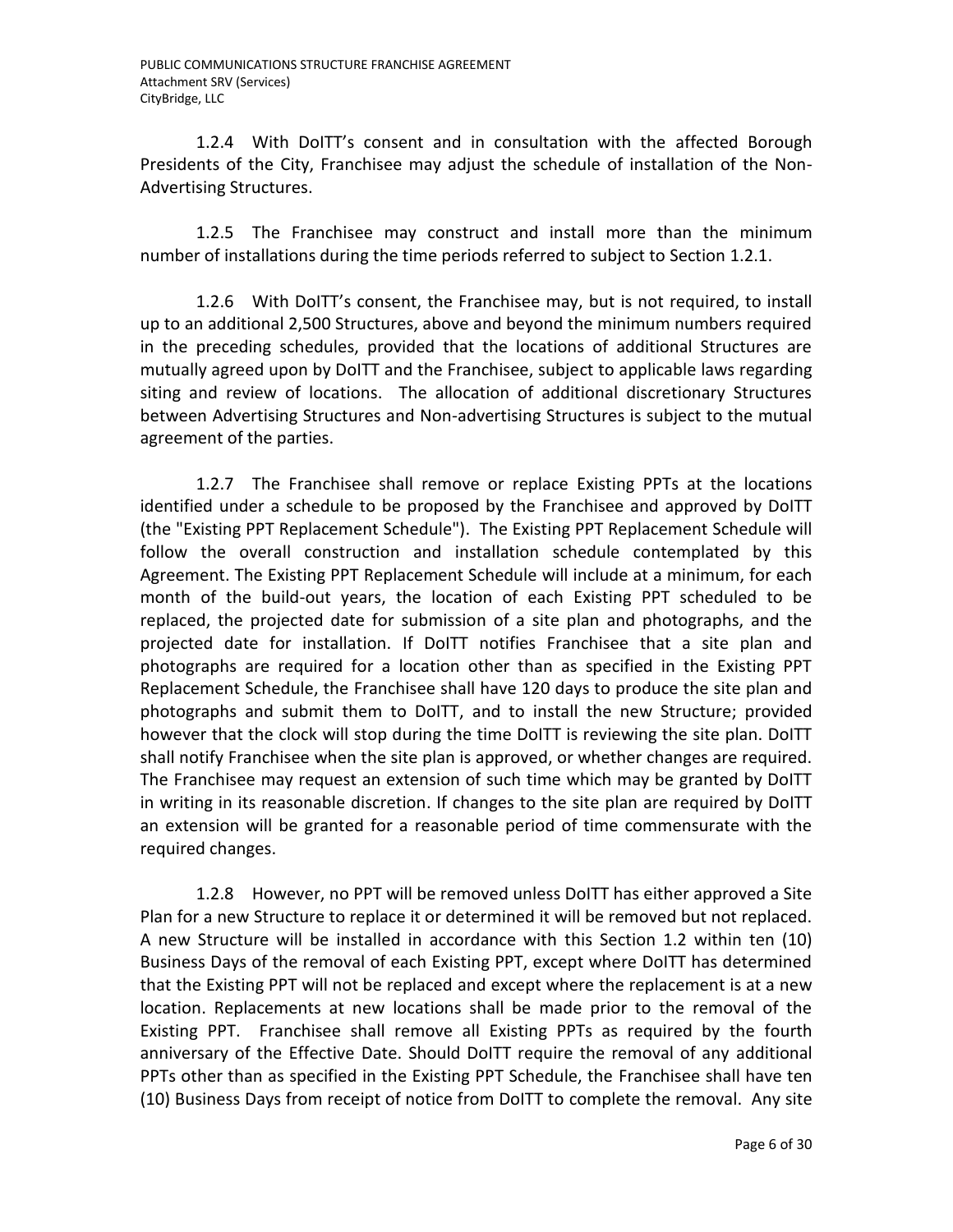1.2.4 With DoITT's consent and in consultation with the affected Borough Presidents of the City, Franchisee may adjust the schedule of installation of the Non-Advertising Structures.

1.2.5 The Franchisee may construct and install more than the minimum number of installations during the time periods referred to subject to Section 1.2.1.

1.2.6 With DoITT's consent, the Franchisee may, but is not required, to install up to an additional 2,500 Structures, above and beyond the minimum numbers required in the preceding schedules, provided that the locations of additional Structures are mutually agreed upon by DoITT and the Franchisee, subject to applicable laws regarding siting and review of locations. The allocation of additional discretionary Structures between Advertising Structures and Non-advertising Structures is subject to the mutual agreement of the parties.

1.2.7 The Franchisee shall remove or replace Existing PPTs at the locations identified under a schedule to be proposed by the Franchisee and approved by DoITT (the "Existing PPT Replacement Schedule"). The Existing PPT Replacement Schedule will follow the overall construction and installation schedule contemplated by this Agreement. The Existing PPT Replacement Schedule will include at a minimum, for each month of the build-out years, the location of each Existing PPT scheduled to be replaced, the projected date for submission of a site plan and photographs, and the projected date for installation. If DoITT notifies Franchisee that a site plan and photographs are required for a location other than as specified in the Existing PPT Replacement Schedule, the Franchisee shall have 120 days to produce the site plan and photographs and submit them to DoITT, and to install the new Structure; provided however that the clock will stop during the time DoITT is reviewing the site plan. DoITT shall notify Franchisee when the site plan is approved, or whether changes are required. The Franchisee may request an extension of such time which may be granted by DoITT in writing in its reasonable discretion. If changes to the site plan are required by DoITT an extension will be granted for a reasonable period of time commensurate with the required changes.

1.2.8 However, no PPT will be removed unless DoITT has either approved a Site Plan for a new Structure to replace it or determined it will be removed but not replaced. A new Structure will be installed in accordance with this Section 1.2 within ten (10) Business Days of the removal of each Existing PPT, except where DoITT has determined that the Existing PPT will not be replaced and except where the replacement is at a new location. Replacements at new locations shall be made prior to the removal of the Existing PPT. Franchisee shall remove all Existing PPTs as required by the fourth anniversary of the Effective Date. Should DoITT require the removal of any additional PPTs other than as specified in the Existing PPT Schedule, the Franchisee shall have ten (10) Business Days from receipt of notice from DoITT to complete the removal. Any site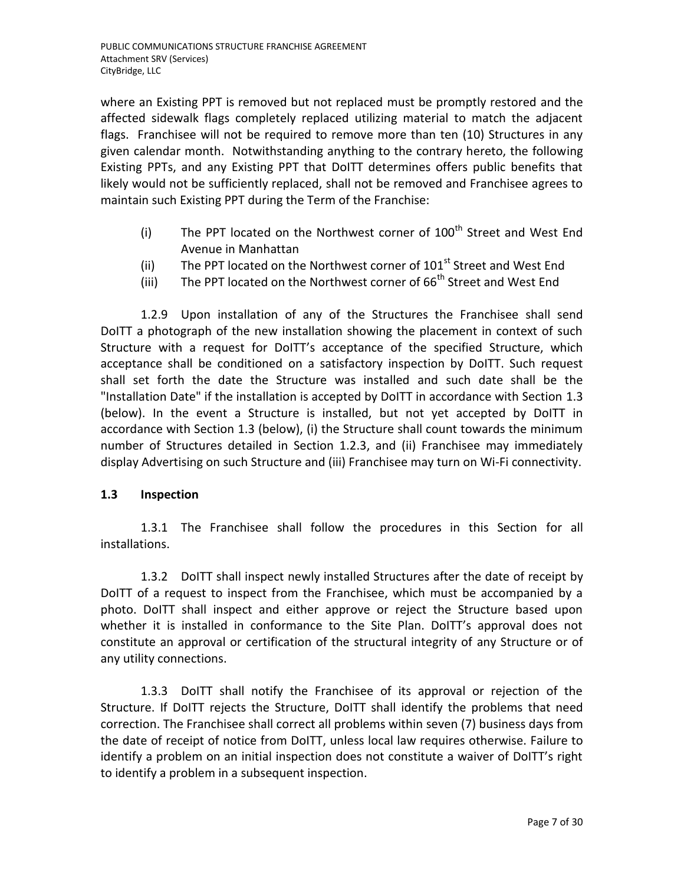where an Existing PPT is removed but not replaced must be promptly restored and the affected sidewalk flags completely replaced utilizing material to match the adjacent flags. Franchisee will not be required to remove more than ten (10) Structures in any given calendar month. Notwithstanding anything to the contrary hereto, the following Existing PPTs, and any Existing PPT that DoITT determines offers public benefits that likely would not be sufficiently replaced, shall not be removed and Franchisee agrees to maintain such Existing PPT during the Term of the Franchise:

(i) The PPT located on the Northwest corner of 100th Street and West End Avenue in Manhattan

(ii) The PPT located on the Northwest corner of 101st Street and West End

(iii) The PPT located on the Northwest corner of 66th Street and West End

1.2.9 Upon installation of any of the Structures the Franchisee shall send DoITT a photograph of the new installation showing the placement in context of such Structure with a request for DoITT's acceptance of the specified Structure, which acceptance shall be conditioned on a satisfactory inspection by DoITT. Such request shall set forth the date the Structure was installed and such date shall be the "Installation Date" if the installation is accepted by DoITT in accordance with Section 1.3 (below). In the event a Structure is installed, but not yet accepted by DoITT in accordance with Section 1.3 (below), (i) the Structure shall count towards the minimum number of Structures detailed in Section 1.2.3, and (ii) Franchisee may immediately display Advertising on such Structure and (iii) Franchisee may turn on Wi-Fi connectivity.

### 1.3 Inspection

1.3.1 The Franchisee shall follow the procedures in this Section for all installations.

1.3.2 DoITT shall inspect newly installed Structures after the date of receipt by DoITT of a request to inspect from the Franchisee, which must be accompanied by a photo. DoITT shall inspect and either approve or reject the Structure based upon whether it is installed in conformance to the Site Plan. DoITT's approval does not constitute an approval or certification of the structural integrity of any Structure or of any utility connections.

1.3.3 DoITT shall notify the Franchisee of its approval or rejection of the Structure. If DoITT rejects the Structure, DoITT shall identify the problems that need correction. The Franchisee shall correct all problems within seven (7) business days from the date of receipt of notice from DoITT, unless local law requires otherwise. Failure to identify a problem on an initial inspection does not constitute a waiver of DoITT's right to identify a problem in a subsequent inspection.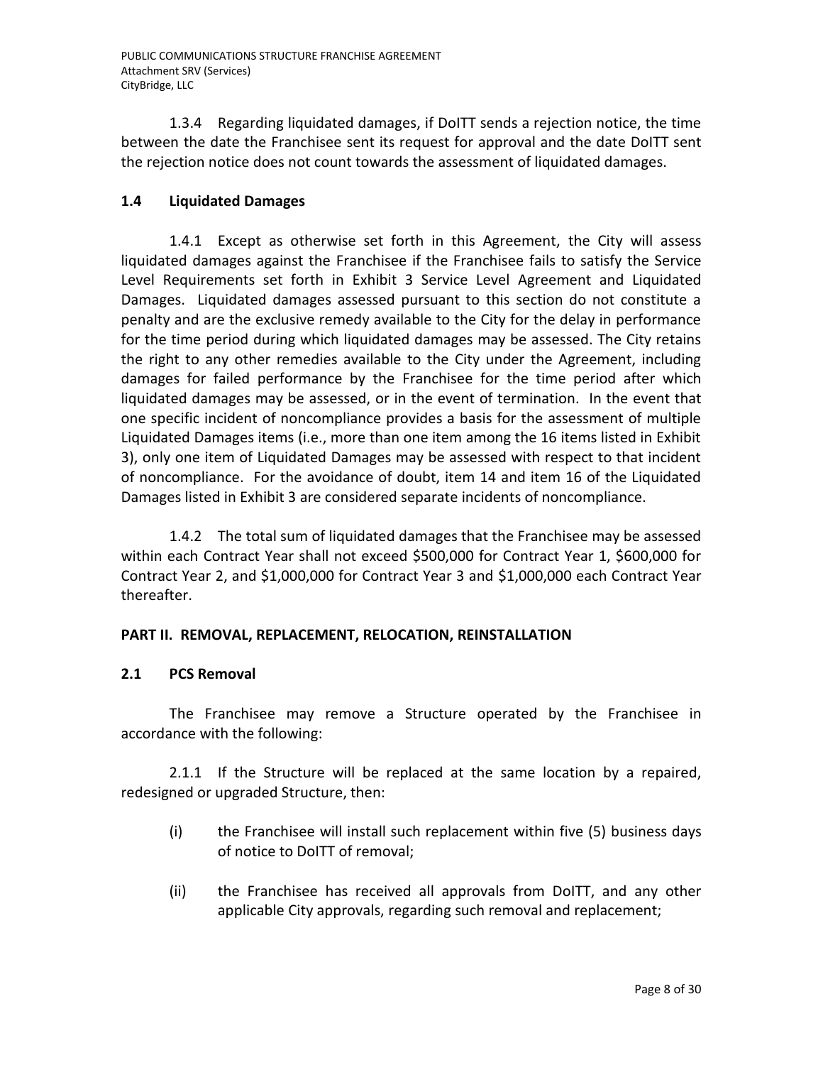1.3.4 Regarding liquidated damages, if DoITT sends a rejection notice, the time between the date the Franchisee sent its request for approval and the date DoITT sent the rejection notice does not count towards the assessment of liquidated damages.

### 1.4 Liquidated Damages

1.4.1 Except as otherwise set forth in this Agreement, the City will assess liquidated damages against the Franchisee if the Franchisee fails to satisfy the Service Level Requirements set forth in Exhibit 3 Service Level Agreement and Liquidated Damages. Liquidated damages assessed pursuant to this section do not constitute a penalty and are the exclusive remedy available to the City for the delay in performance for the time period during which liquidated damages may be assessed. The City retains the right to any other remedies available to the City under the Agreement, including damages for failed performance by the Franchisee for the time period after which liquidated damages may be assessed, or in the event of termination. In the event that one specific incident of noncompliance provides a basis for the assessment of multiple Liquidated Damages items (i.e., more than one item among the 16 items listed in Exhibit 3), only one item of Liquidated Damages may be assessed with respect to that incident of noncompliance. For the avoidance of doubt, item 14 and item 16 of the Liquidated Damages listed in Exhibit 3 are considered separate incidents of noncompliance.

1.4.2 The total sum of liquidated damages that the Franchisee may be assessed within each Contract Year shall not exceed $500,000 for Contract Year 1, $600,000 for Contract Year 2, and $1,000,000 for Contract Year 3 and $1,000,000 each Contract Year thereafter.

## PART II. REMOVAL, REPLACEMENT, RELOCATION, REINSTALLATION

### 2.1 PCS Removal

The Franchisee may remove a Structure operated by the Franchisee in accordance with the following:

2.1.1 If the Structure will be replaced at the same location by a repaired, redesigned or upgraded Structure, then:

(i) the Franchisee will install such replacement within five (5) business days of notice to DoITT of removal;

(ii) the Franchisee has received all approvals from DoITT, and any other applicable City approvals, regarding such removal and replacement;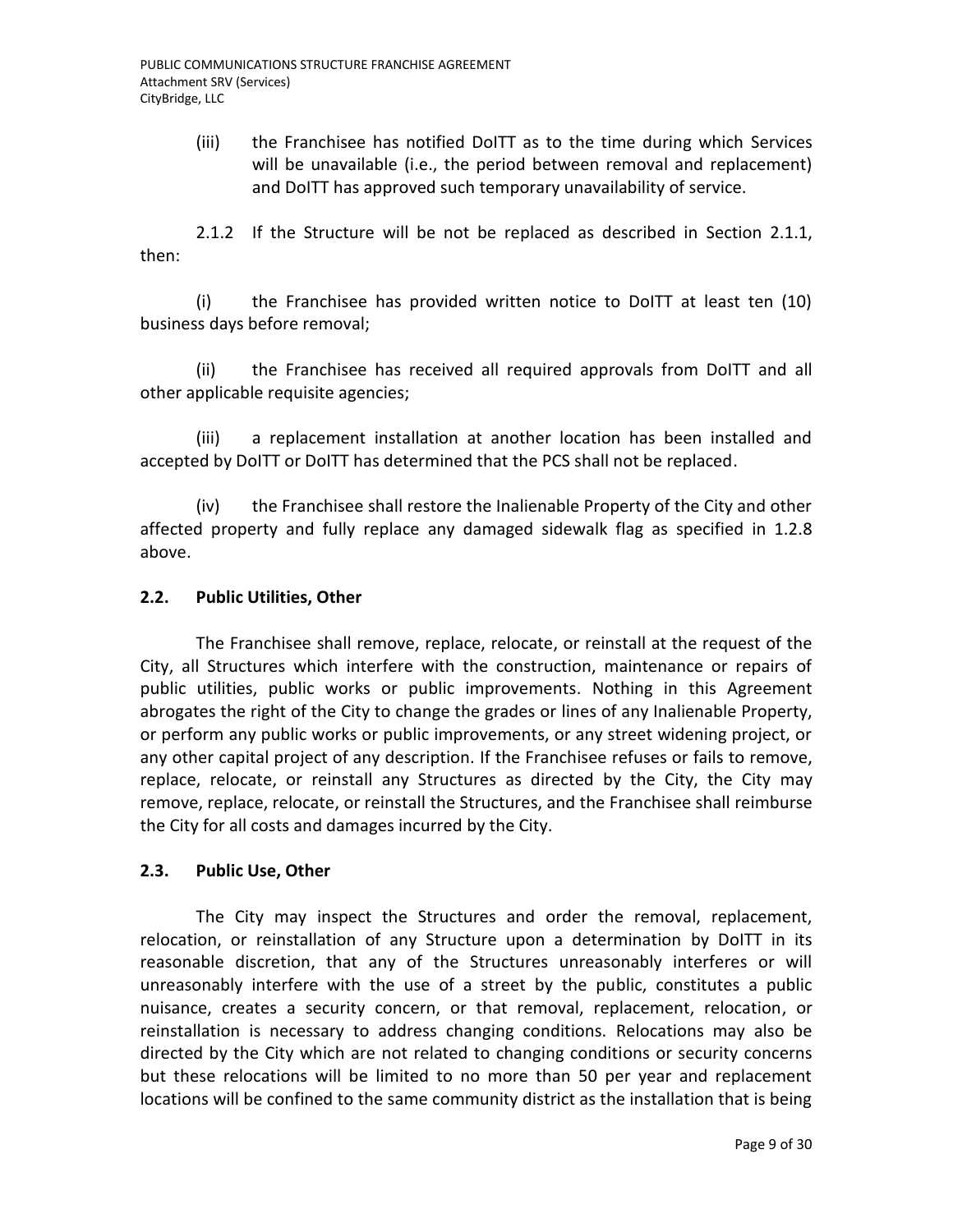(iii) the Franchisee has notified DoITT as to the time during which Services will be unavailable (i.e., the period between removal and replacement) and DoITT has approved such temporary unavailability of service.

2.1.2 If the Structure will be not be replaced as described in Section 2.1.1, then:

(i) the Franchisee has provided written notice to DoITT at least ten (10) business days before removal;

(ii) the Franchisee has received all required approvals from DoITT and all other applicable requisite agencies;

(iii) a replacement installation at another location has been installed and accepted by DoITT or DoITT has determined that the PCS shall not be replaced.

(iv) the Franchisee shall restore the Inalienable Property of the City and other affected property and fully replace any damaged sidewalk flag as specified in 1.2.8 above.

### 2.2. Public Utilities, Other

The Franchisee shall remove, replace, relocate, or reinstall at the request of the City, all Structures which interfere with the construction, maintenance or repairs of public utilities, public works or public improvements. Nothing in this Agreement abrogates the right of the City to change the grades or lines of any Inalienable Property, or perform any public works or public improvements, or any street widening project, or any other capital project of any description. If the Franchisee refuses or fails to remove, replace, relocate, or reinstall any Structures as directed by the City, the City may remove, replace, relocate, or reinstall the Structures, and the Franchisee shall reimburse the City for all costs and damages incurred by the City.

### 2.3. Public Use, Other

The City may inspect the Structures and order the removal, replacement, relocation, or reinstallation of any Structure upon a determination by DoITT in its reasonable discretion, that any of the Structures unreasonably interferes or will unreasonably interfere with the use of a street by the public, constitutes a public nuisance, creates a security concern, or that removal, replacement, relocation, or reinstallation is necessary to address changing conditions. Relocations may also be directed by the City which are not related to changing conditions or security concerns but these relocations will be limited to no more than 50 per year and replacement locations will be confined to the same community district as the installation that is being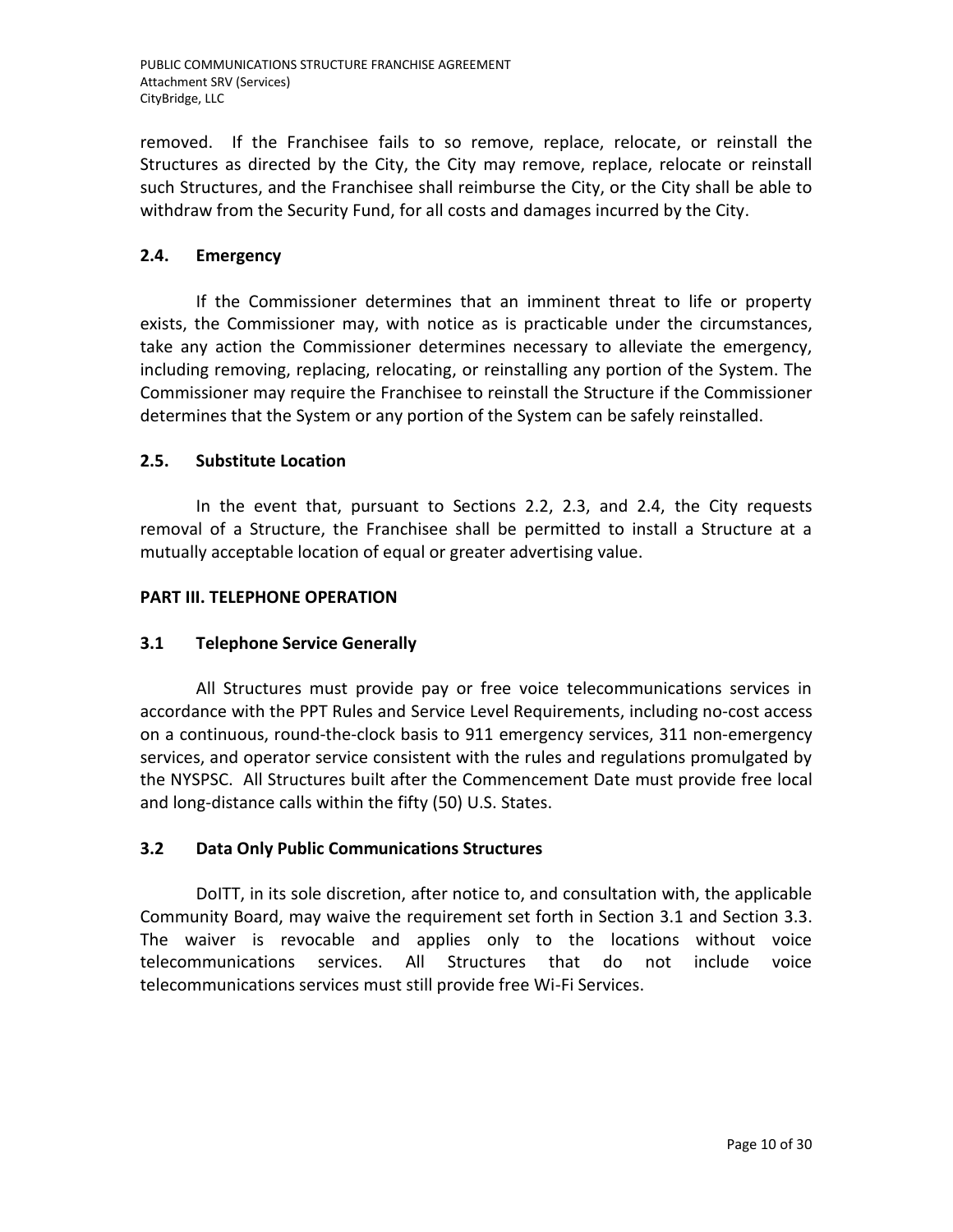removed. If the Franchisee fails to so remove, replace, relocate, or reinstall the Structures as directed by the City, the City may remove, replace, relocate or reinstall such Structures, and the Franchisee shall reimburse the City, or the City shall be able to withdraw from the Security Fund, for all costs and damages incurred by the City.

### 2.4. Emergency

If the Commissioner determines that an imminent threat to life or property exists, the Commissioner may, with notice as is practicable under the circumstances, take any action the Commissioner determines necessary to alleviate the emergency, including removing, replacing, relocating, or reinstalling any portion of the System. The Commissioner may require the Franchisee to reinstall the Structure if the Commissioner determines that the System or any portion of the System can be safely reinstalled.

### 2.5. Substitute Location

In the event that, pursuant to Sections 2.2, 2.3, and 2.4, the City requests removal of a Structure, the Franchisee shall be permitted to install a Structure at a mutually acceptable location of equal or greater advertising value.

## PART III. TELEPHONE OPERATION

### 3.1 Telephone Service Generally

All Structures must provide pay or free voice telecommunications services in accordance with the PPT Rules and Service Level Requirements, including no-cost access on a continuous, round-the-clock basis to 911 emergency services, 311 non-emergency services, and operator service consistent with the rules and regulations promulgated by the NYSPSC. All Structures built after the Commencement Date must provide free local and long-distance calls within the fifty (50) U.S. States.

### 3.2 Data Only Public Communications Structures

DoITT, in its sole discretion, after notice to, and consultation with, the applicable Community Board, may waive the requirement set forth in Section 3.1 and Section 3.3. The waiver is revocable and applies only to the locations without voice telecommunications services. All Structures that do not include voice telecommunications services must still provide free Wi-Fi Services.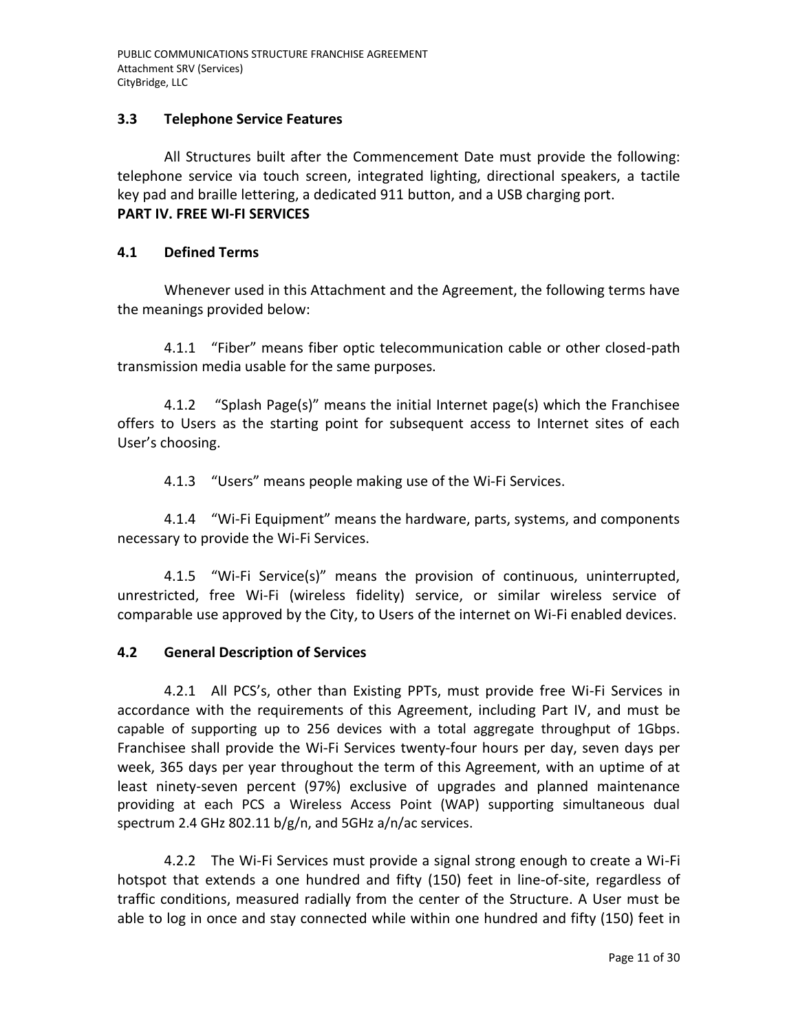### 3.3 Telephone Service Features

All Structures built after the Commencement Date must provide the following: telephone service via touch screen, integrated lighting, directional speakers, a tactile key pad and braille lettering, a dedicated 911 button, and a USB charging port.

## PART IV. FREE WI-FI SERVICES

### 4.1 Defined Terms

Whenever used in this Attachment and the Agreement, the following terms have the meanings provided below:

4.1.1 "Fiber" means fiber optic telecommunication cable or other closed-path transmission media usable for the same purposes.

4.1.2 "Splash Page(s)" means the initial Internet page(s) which the Franchisee offers to Users as the starting point for subsequent access to Internet sites of each User's choosing.

4.1.3 "Users" means people making use of the Wi-Fi Services.

4.1.4 "Wi-Fi Equipment" means the hardware, parts, systems, and components necessary to provide the Wi-Fi Services.

4.1.5 "Wi-Fi Service(s)" means the provision of continuous, uninterrupted, unrestricted, free Wi-Fi (wireless fidelity) service, or similar wireless service of comparable use approved by the City, to Users of the internet on Wi-Fi enabled devices.

### 4.2 General Description of Services

4.2.1 All PCS's, other than Existing PPTs, must provide free Wi-Fi Services in accordance with the requirements of this Agreement, including Part IV, and must be capable of supporting up to 256 devices with a total aggregate throughput of 1Gbps. Franchisee shall provide the Wi-Fi Services twenty-four hours per day, seven days per week, 365 days per year throughout the term of this Agreement, with an uptime of at least ninety-seven percent (97%) exclusive of upgrades and planned maintenance providing at each PCS a Wireless Access Point (WAP) supporting simultaneous dual spectrum 2.4 GHz 802.11 b/g/n, and 5GHz a/n/ac services.

4.2.2 The Wi-Fi Services must provide a signal strong enough to create a Wi-Fi hotspot that extends a one hundred and fifty (150) feet in line-of-site, regardless of traffic conditions, measured radially from the center of the Structure. A User must be able to log in once and stay connected while within one hundred and fifty (150) feet in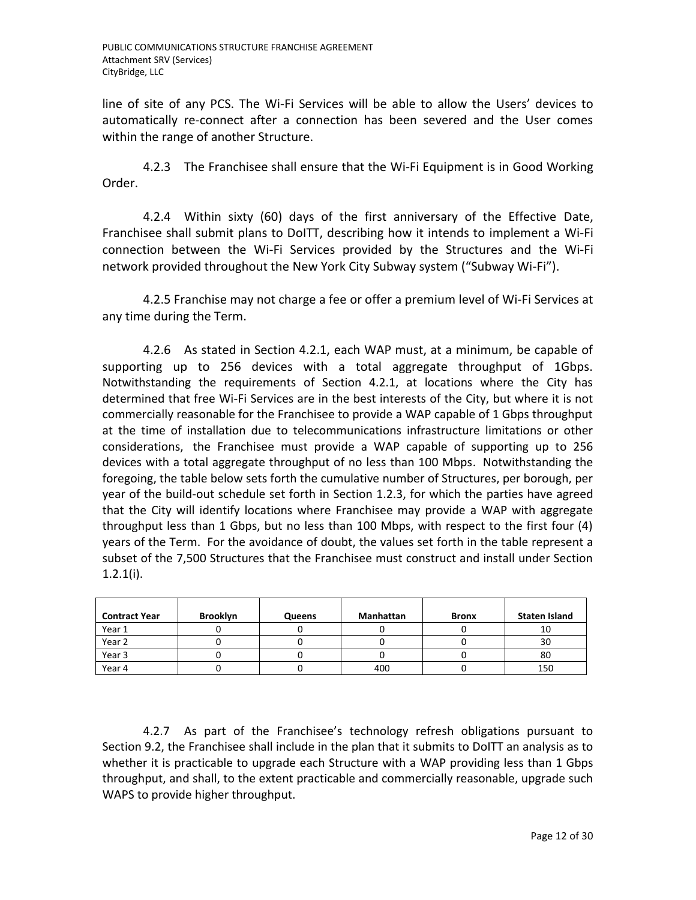line of site of any PCS. The Wi-Fi Services will be able to allow the Users' devices to automatically re-connect after a connection has been severed and the User comes within the range of another Structure.

4.2.3 The Franchisee shall ensure that the Wi-Fi Equipment is in Good Working Order.

4.2.4 Within sixty (60) days of the first anniversary of the Effective Date, Franchisee shall submit plans to DoITT, describing how it intends to implement a Wi-Fi connection between the Wi-Fi Services provided by the Structures and the Wi-Fi network provided throughout the New York City Subway system ("Subway Wi-Fi").

4.2.5 Franchise may not charge a fee or offer a premium level of Wi-Fi Services at any time during the Term.

4.2.6 As stated in Section 4.2.1, each WAP must, at a minimum, be capable of supporting up to 256 devices with a total aggregate throughput of 1Gbps. Notwithstanding the requirements of Section 4.2.1, at locations where the City has determined that free Wi-Fi Services are in the best interests of the City, but where it is not commercially reasonable for the Franchisee to provide a WAP capable of 1 Gbps throughput at the time of installation due to telecommunications infrastructure limitations or other considerations, the Franchisee must provide a WAP capable of supporting up to 256 devices with a total aggregate throughput of no less than 100 Mbps. Notwithstanding the foregoing, the table below sets forth the cumulative number of Structures, per borough, per year of the build-out schedule set forth in Section 1.2.3, for which the parties have agreed that the City will identify locations where Franchisee may provide a WAP with aggregate throughput less than 1 Gbps, but no less than 100 Mbps, with respect to the first four (4) years of the Term. For the avoidance of doubt, the values set forth in the table represent a subset of the 7,500 Structures that the Franchisee must construct and install under Section 1.2.1(i).

| Contract Year | Brooklyn | Queens | Manhattan | Bronx | Staten Island |
|---|---|---|---|---|---|
| Year 1 | 0 | 0 | 0 | 0 | 10 |
| Year 2 | 0 | 0 | 0 | 0 | 30 |
| Year 3 | 0 | 0 | 0 | 0 | 80 |
| Year 4 | 0 | 0 | 400 | 0 | 150 |

4.2.7 As part of the Franchisee's technology refresh obligations pursuant to Section 9.2, the Franchisee shall include in the plan that it submits to DoITT an analysis as to whether it is practicable to upgrade each Structure with a WAP providing less than 1 Gbps throughput, and shall, to the extent practicable and commercially reasonable, upgrade such WAPS to provide higher throughput.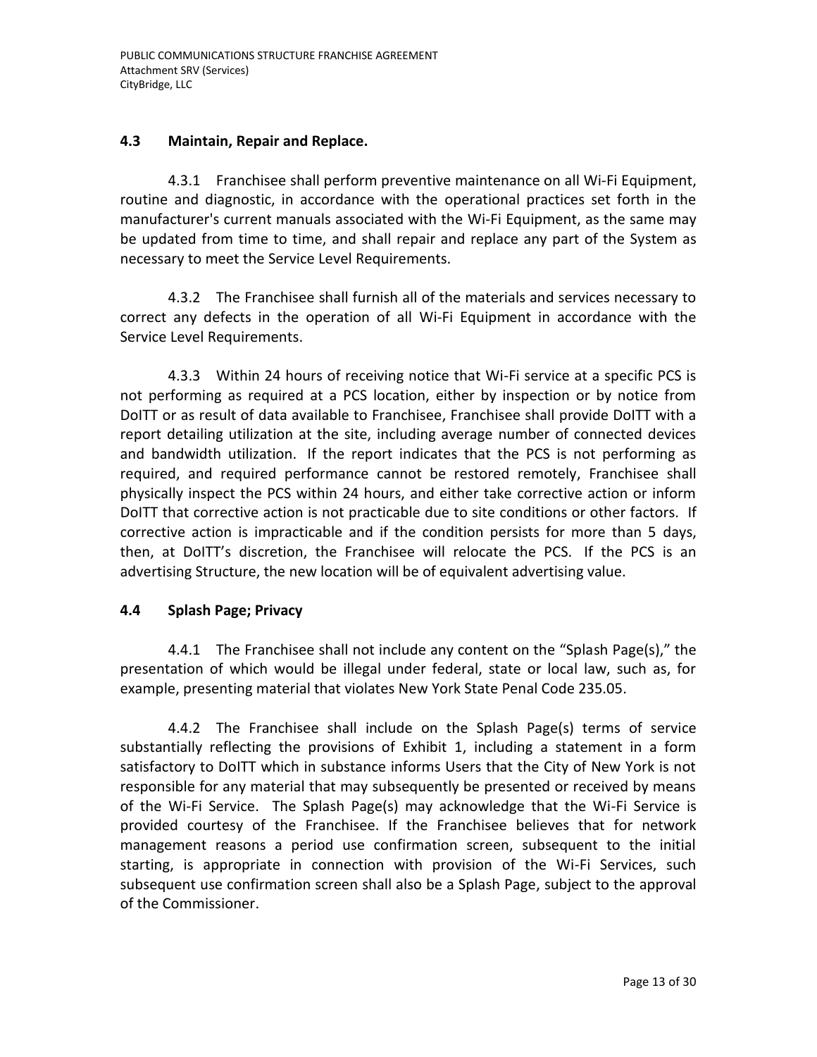### 4.3 Maintain, Repair and Replace.

4.3.1 Franchisee shall perform preventive maintenance on all Wi-Fi Equipment, routine and diagnostic, in accordance with the operational practices set forth in the manufacturer's current manuals associated with the Wi-Fi Equipment, as the same may be updated from time to time, and shall repair and replace any part of the System as necessary to meet the Service Level Requirements.

4.3.2 The Franchisee shall furnish all of the materials and services necessary to correct any defects in the operation of all Wi-Fi Equipment in accordance with the Service Level Requirements.

4.3.3 Within 24 hours of receiving notice that Wi-Fi service at a specific PCS is not performing as required at a PCS location, either by inspection or by notice from DoITT or as result of data available to Franchisee, Franchisee shall provide DoITT with a report detailing utilization at the site, including average number of connected devices and bandwidth utilization. If the report indicates that the PCS is not performing as required, and required performance cannot be restored remotely, Franchisee shall physically inspect the PCS within 24 hours, and either take corrective action or inform DoITT that corrective action is not practicable due to site conditions or other factors. If corrective action is impracticable and if the condition persists for more than 5 days, then, at DoITT's discretion, the Franchisee will relocate the PCS. If the PCS is an advertising Structure, the new location will be of equivalent advertising value.

### 4.4 Splash Page; Privacy

4.4.1 The Franchisee shall not include any content on the "Splash Page(s)," the presentation of which would be illegal under federal, state or local law, such as, for example, presenting material that violates New York State Penal Code 235.05.

4.4.2 The Franchisee shall include on the Splash Page(s) terms of service substantially reflecting the provisions of Exhibit 1, including a statement in a form satisfactory to DoITT which in substance informs Users that the City of New York is not responsible for any material that may subsequently be presented or received by means of the Wi-Fi Service. The Splash Page(s) may acknowledge that the Wi-Fi Service is provided courtesy of the Franchisee. If the Franchisee believes that for network management reasons a period use confirmation screen, subsequent to the initial starting, is appropriate in connection with provision of the Wi-Fi Services, such subsequent use confirmation screen shall also be a Splash Page, subject to the approval of the Commissioner.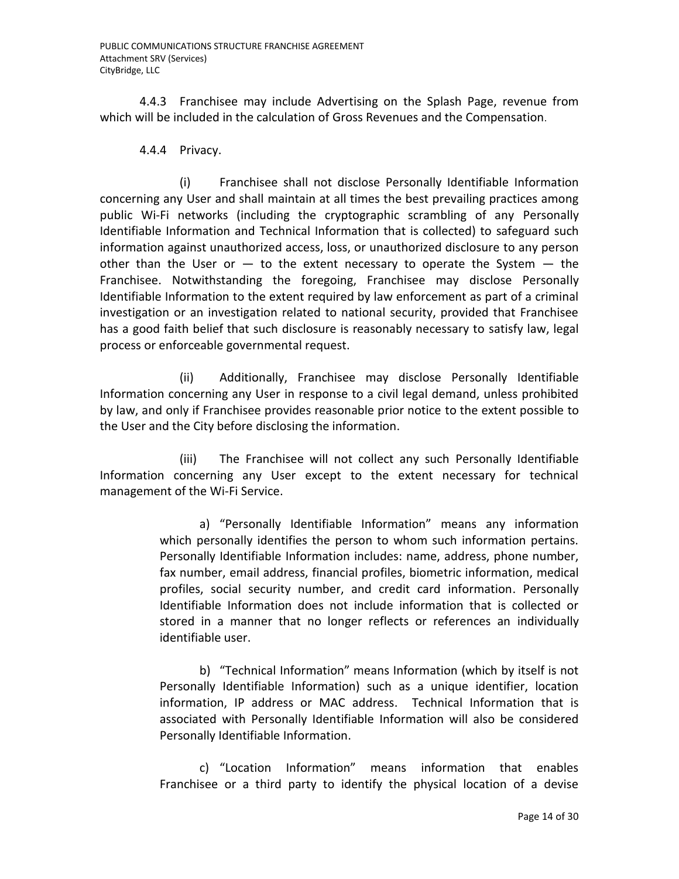4.4.3 Franchisee may include Advertising on the Splash Page, revenue from which will be included in the calculation of Gross Revenues and the Compensation.

4.4.4 Privacy.

(i) Franchisee shall not disclose Personally Identifiable Information concerning any User and shall maintain at all times the best prevailing practices among public Wi-Fi networks (including the cryptographic scrambling of any Personally Identifiable Information and Technical Information that is collected) to safeguard such information against unauthorized access, loss, or unauthorized disclosure to any person other than the User or — to the extent necessary to operate the System — the Franchisee. Notwithstanding the foregoing, Franchisee may disclose Personally Identifiable Information to the extent required by law enforcement as part of a criminal investigation or an investigation related to national security, provided that Franchisee has a good faith belief that such disclosure is reasonably necessary to satisfy law, legal process or enforceable governmental request.

(ii) Additionally, Franchisee may disclose Personally Identifiable Information concerning any User in response to a civil legal demand, unless prohibited by law, and only if Franchisee provides reasonable prior notice to the extent possible to the User and the City before disclosing the information.

(iii) The Franchisee will not collect any such Personally Identifiable Information concerning any User except to the extent necessary for technical management of the Wi-Fi Service.

a) "Personally Identifiable Information" means any information which personally identifies the person to whom such information pertains. Personally Identifiable Information includes: name, address, phone number, fax number, email address, financial profiles, biometric information, medical profiles, social security number, and credit card information. Personally Identifiable Information does not include information that is collected or stored in a manner that no longer reflects or references an individually identifiable user.

b) "Technical Information" means Information (which by itself is not Personally Identifiable Information) such as a unique identifier, location information, IP address or MAC address. Technical Information that is associated with Personally Identifiable Information will also be considered Personally Identifiable Information.

c) "Location Information" means information that enables Franchisee or a third party to identify the physical location of a devise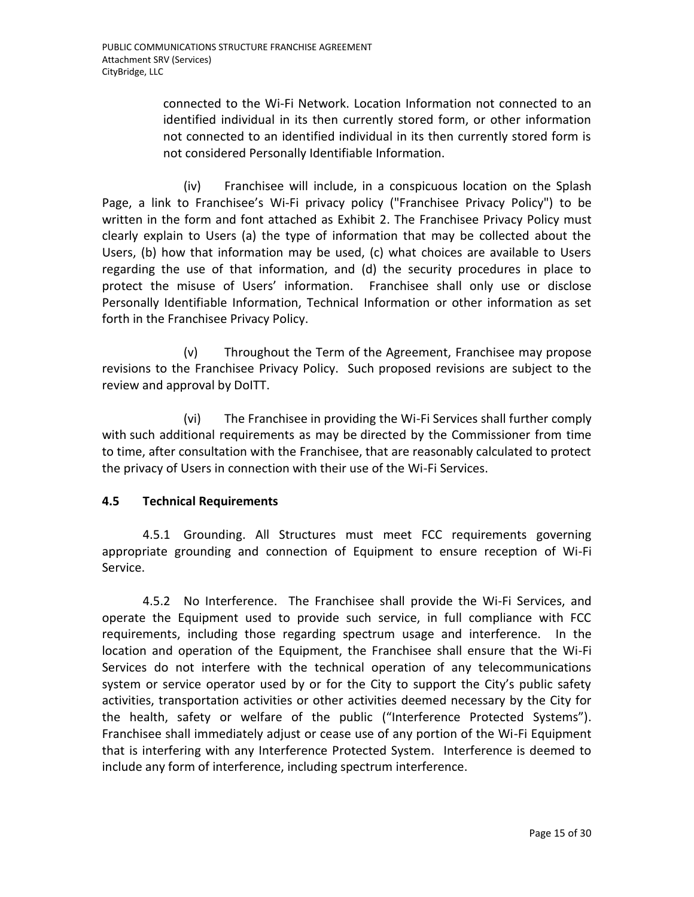connected to the Wi-Fi Network. Location Information not connected to an identified individual in its then currently stored form, or other information not connected to an identified individual in its then currently stored form is not considered Personally Identifiable Information.

(iv) Franchisee will include, in a conspicuous location on the Splash Page, a link to Franchisee's Wi-Fi privacy policy ("Franchisee Privacy Policy") to be written in the form and font attached as Exhibit 2. The Franchisee Privacy Policy must clearly explain to Users (a) the type of information that may be collected about the Users, (b) how that information may be used, (c) what choices are available to Users regarding the use of that information, and (d) the security procedures in place to protect the misuse of Users' information. Franchisee shall only use or disclose Personally Identifiable Information, Technical Information or other information as set forth in the Franchisee Privacy Policy.

(v) Throughout the Term of the Agreement, Franchisee may propose revisions to the Franchisee Privacy Policy. Such proposed revisions are subject to the review and approval by DoITT.

(vi) The Franchisee in providing the Wi-Fi Services shall further comply with such additional requirements as may be directed by the Commissioner from time to time, after consultation with the Franchisee, that are reasonably calculated to protect the privacy of Users in connection with their use of the Wi-Fi Services.

## 4.5 Technical Requirements

4.5.1 Grounding. All Structures must meet FCC requirements governing appropriate grounding and connection of Equipment to ensure reception of Wi-Fi Service.

4.5.2 No Interference. The Franchisee shall provide the Wi-Fi Services, and operate the Equipment used to provide such service, in full compliance with FCC requirements, including those regarding spectrum usage and interference. In the location and operation of the Equipment, the Franchisee shall ensure that the Wi-Fi Services do not interfere with the technical operation of any telecommunications system or service operator used by or for the City to support the City's public safety activities, transportation activities or other activities deemed necessary by the City for the health, safety or welfare of the public ("Interference Protected Systems"). Franchisee shall immediately adjust or cease use of any portion of the Wi-Fi Equipment that is interfering with any Interference Protected System. Interference is deemed to include any form of interference, including spectrum interference.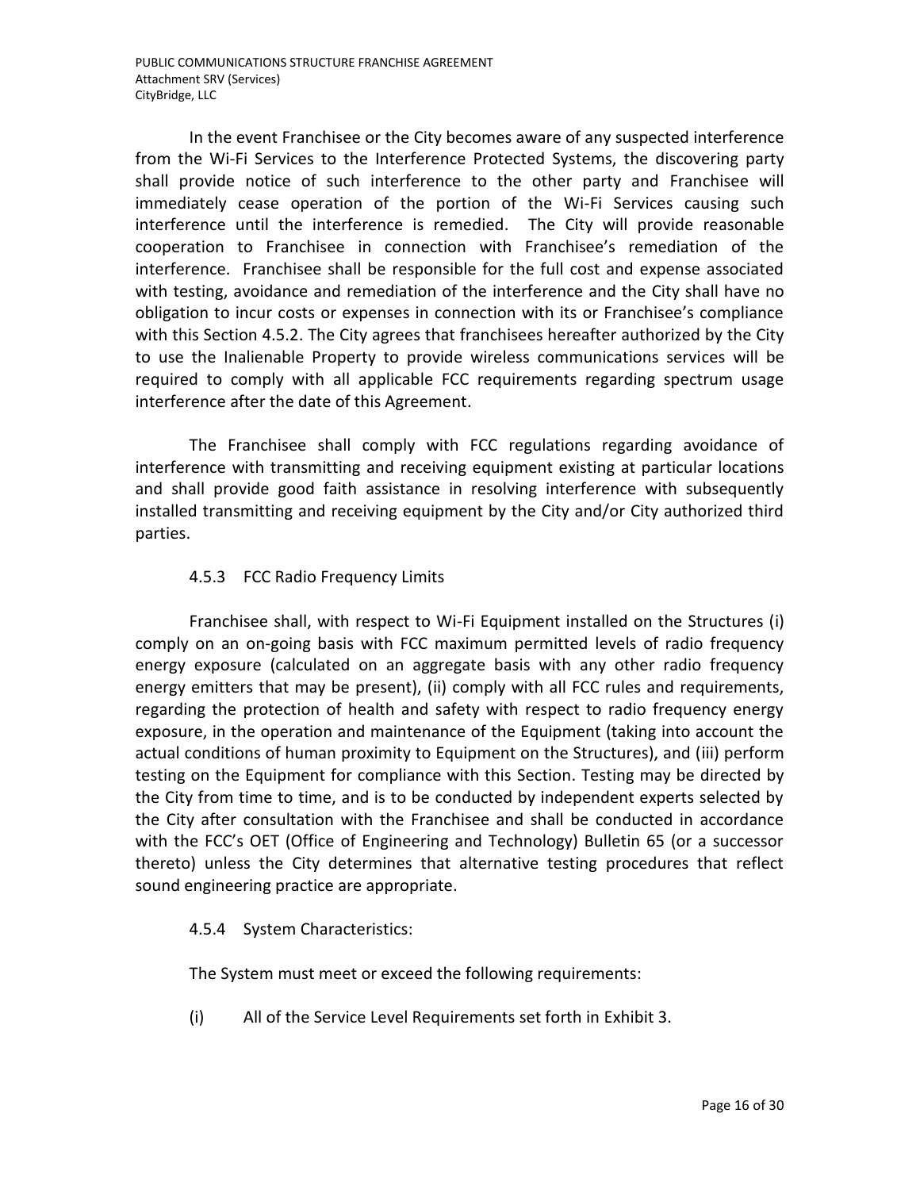In the event Franchisee or the City becomes aware of any suspected interference from the Wi-Fi Services to the Interference Protected Systems, the discovering party shall provide notice of such interference to the other party and Franchisee will immediately cease operation of the portion of the Wi-Fi Services causing such interference until the interference is remedied. The City will provide reasonable cooperation to Franchisee in connection with Franchisee's remediation of the interference. Franchisee shall be responsible for the full cost and expense associated with testing, avoidance and remediation of the interference and the City shall have no obligation to incur costs or expenses in connection with its or Franchisee's compliance with this Section 4.5.2. The City agrees that franchisees hereafter authorized by the City to use the Inalienable Property to provide wireless communications services will be required to comply with all applicable FCC requirements regarding spectrum usage interference after the date of this Agreement.

The Franchisee shall comply with FCC regulations regarding avoidance of interference with transmitting and receiving equipment existing at particular locations and shall provide good faith assistance in resolving interference with subsequently installed transmitting and receiving equipment by the City and/or City authorized third parties.

#### 4.5.3 FCC Radio Frequency Limits

Franchisee shall, with respect to Wi-Fi Equipment installed on the Structures (i) comply on an on-going basis with FCC maximum permitted levels of radio frequency energy exposure (calculated on an aggregate basis with any other radio frequency energy emitters that may be present), (ii) comply with all FCC rules and requirements, regarding the protection of health and safety with respect to radio frequency energy exposure, in the operation and maintenance of the Equipment (taking into account the actual conditions of human proximity to Equipment on the Structures), and (iii) perform testing on the Equipment for compliance with this Section. Testing may be directed by the City from time to time, and is to be conducted by independent experts selected by the City after consultation with the Franchisee and shall be conducted in accordance with the FCC's OET (Office of Engineering and Technology) Bulletin 65 (or a successor thereto) unless the City determines that alternative testing procedures that reflect sound engineering practice are appropriate.

#### 4.5.4 System Characteristics:

The System must meet or exceed the following requirements:

(i) All of the Service Level Requirements set forth in Exhibit 3.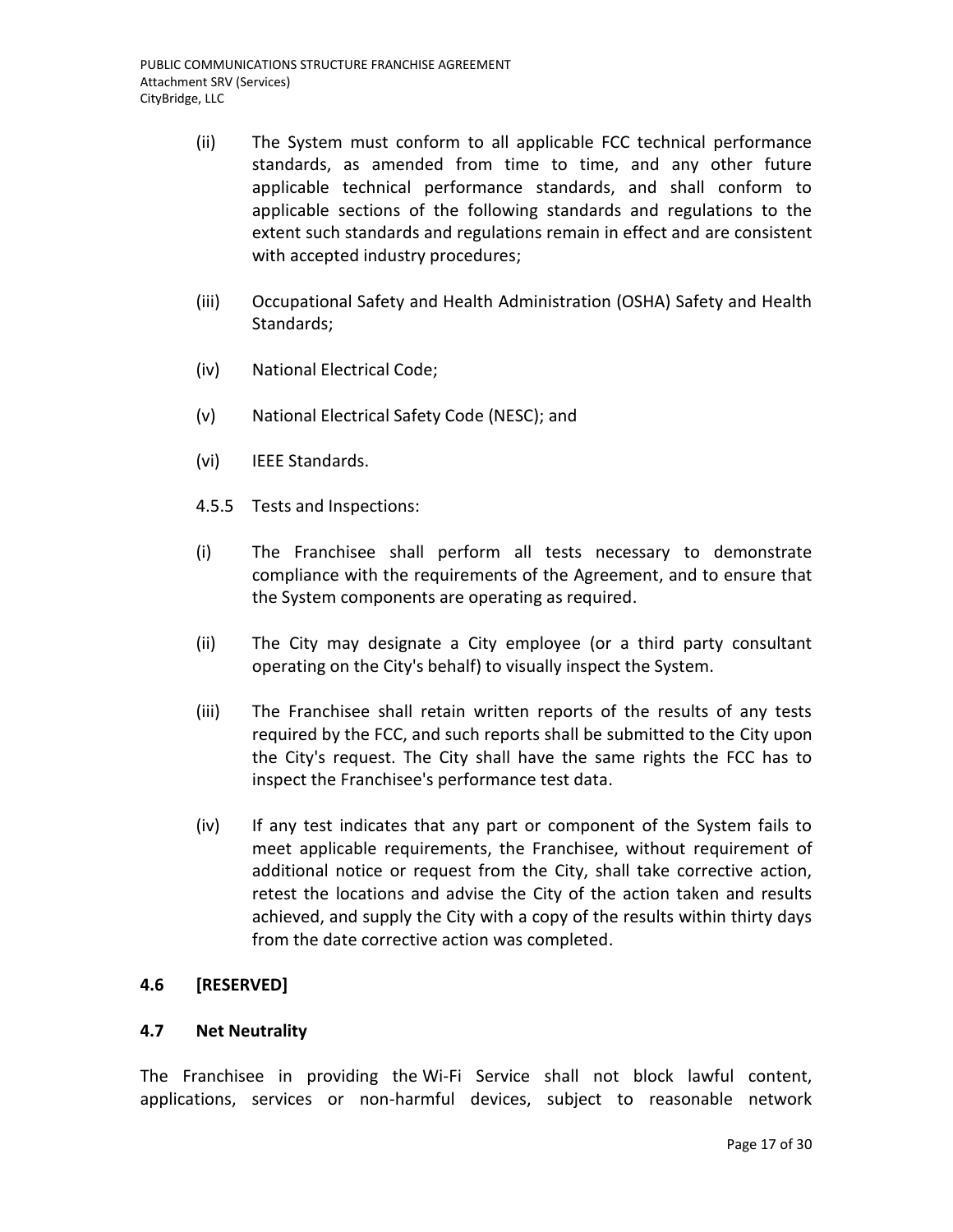(ii) The System must conform to all applicable FCC technical performance standards, as amended from time to time, and any other future applicable technical performance standards, and shall conform to applicable sections of the following standards and regulations to the extent such standards and regulations remain in effect and are consistent with accepted industry procedures;

(iii) Occupational Safety and Health Administration (OSHA) Safety and Health Standards;

(iv) National Electrical Code;

(v) National Electrical Safety Code (NESC); and

(vi) IEEE Standards.

4.5.5 Tests and Inspections:

(i) The Franchisee shall perform all tests necessary to demonstrate compliance with the requirements of the Agreement, and to ensure that the System components are operating as required.

(ii) The City may designate a City employee (or a third party consultant operating on the City's behalf) to visually inspect the System.

(iii) The Franchisee shall retain written reports of the results of any tests required by the FCC, and such reports shall be submitted to the City upon the City's request. The City shall have the same rights the FCC has to inspect the Franchisee's performance test data.

(iv) If any test indicates that any part or component of the System fails to meet applicable requirements, the Franchisee, without requirement of additional notice or request from the City, shall take corrective action, retest the locations and advise the City of the action taken and results achieved, and supply the City with a copy of the results within thirty days from the date corrective action was completed.

### 4.6 [RESERVED]

### 4.7 Net Neutrality

The Franchisee in providing the Wi-Fi Service shall not block lawful content, applications, services or non-harmful devices, subject to reasonable network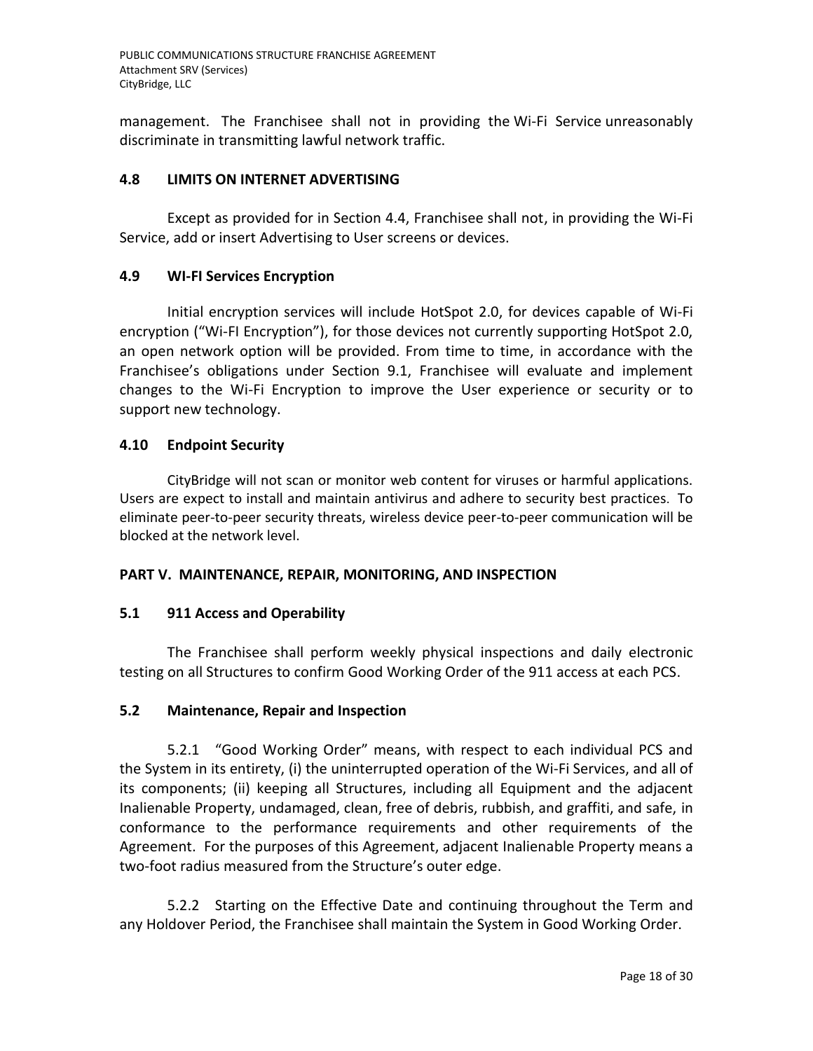management. The Franchisee shall not in providing the Wi-Fi Service unreasonably discriminate in transmitting lawful network traffic.

### 4.8 LIMITS ON INTERNET ADVERTISING

Except as provided for in Section 4.4, Franchisee shall not, in providing the Wi-Fi Service, add or insert Advertising to User screens or devices.

### 4.9 WI-FI Services Encryption

Initial encryption services will include HotSpot 2.0, for devices capable of Wi-Fi encryption ("Wi-FI Encryption"), for those devices not currently supporting HotSpot 2.0, an open network option will be provided. From time to time, in accordance with the Franchisee's obligations under Section 9.1, Franchisee will evaluate and implement changes to the Wi-Fi Encryption to improve the User experience or security or to support new technology.

### 4.10 Endpoint Security

CityBridge will not scan or monitor web content for viruses or harmful applications. Users are expect to install and maintain antivirus and adhere to security best practices. To eliminate peer-to-peer security threats, wireless device peer-to-peer communication will be blocked at the network level.

## PART V. MAINTENANCE, REPAIR, MONITORING, AND INSPECTION

### 5.1 911 Access and Operability

The Franchisee shall perform weekly physical inspections and daily electronic testing on all Structures to confirm Good Working Order of the 911 access at each PCS.

### 5.2 Maintenance, Repair and Inspection

5.2.1 "Good Working Order" means, with respect to each individual PCS and the System in its entirety, (i) the uninterrupted operation of the Wi-Fi Services, and all of its components; (ii) keeping all Structures, including all Equipment and the adjacent Inalienable Property, undamaged, clean, free of debris, rubbish, and graffiti, and safe, in conformance to the performance requirements and other requirements of the Agreement. For the purposes of this Agreement, adjacent Inalienable Property means a two-foot radius measured from the Structure's outer edge.

5.2.2 Starting on the Effective Date and continuing throughout the Term and any Holdover Period, the Franchisee shall maintain the System in Good Working Order.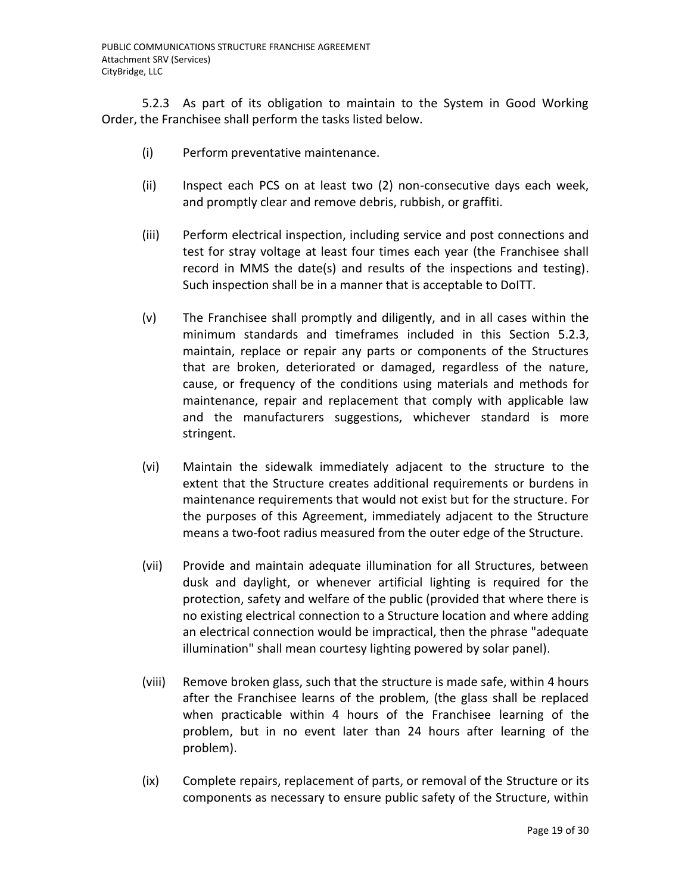5.2.3 As part of its obligation to maintain to the System in Good Working Order, the Franchisee shall perform the tasks listed below.

(i) Perform preventative maintenance.

(ii) Inspect each PCS on at least two (2) non-consecutive days each week, and promptly clear and remove debris, rubbish, or graffiti.

(iii) Perform electrical inspection, including service and post connections and test for stray voltage at least four times each year (the Franchisee shall record in MMS the date(s) and results of the inspections and testing). Such inspection shall be in a manner that is acceptable to DoITT.

(v) The Franchisee shall promptly and diligently, and in all cases within the minimum standards and timeframes included in this Section 5.2.3, maintain, replace or repair any parts or components of the Structures that are broken, deteriorated or damaged, regardless of the nature, cause, or frequency of the conditions using materials and methods for maintenance, repair and replacement that comply with applicable law and the manufacturers suggestions, whichever standard is more stringent.

(vi) Maintain the sidewalk immediately adjacent to the structure to the extent that the Structure creates additional requirements or burdens in maintenance requirements that would not exist but for the structure. For the purposes of this Agreement, immediately adjacent to the Structure means a two-foot radius measured from the outer edge of the Structure.

(vii) Provide and maintain adequate illumination for all Structures, between dusk and daylight, or whenever artificial lighting is required for the protection, safety and welfare of the public (provided that where there is no existing electrical connection to a Structure location and where adding an electrical connection would be impractical, then the phrase "adequate illumination" shall mean courtesy lighting powered by solar panel).

(viii) Remove broken glass, such that the structure is made safe, within 4 hours after the Franchisee learns of the problem, (the glass shall be replaced when practicable within 4 hours of the Franchisee learning of the problem, but in no event later than 24 hours after learning of the problem).

(ix) Complete repairs, replacement of parts, or removal of the Structure or its components as necessary to ensure public safety of the Structure, within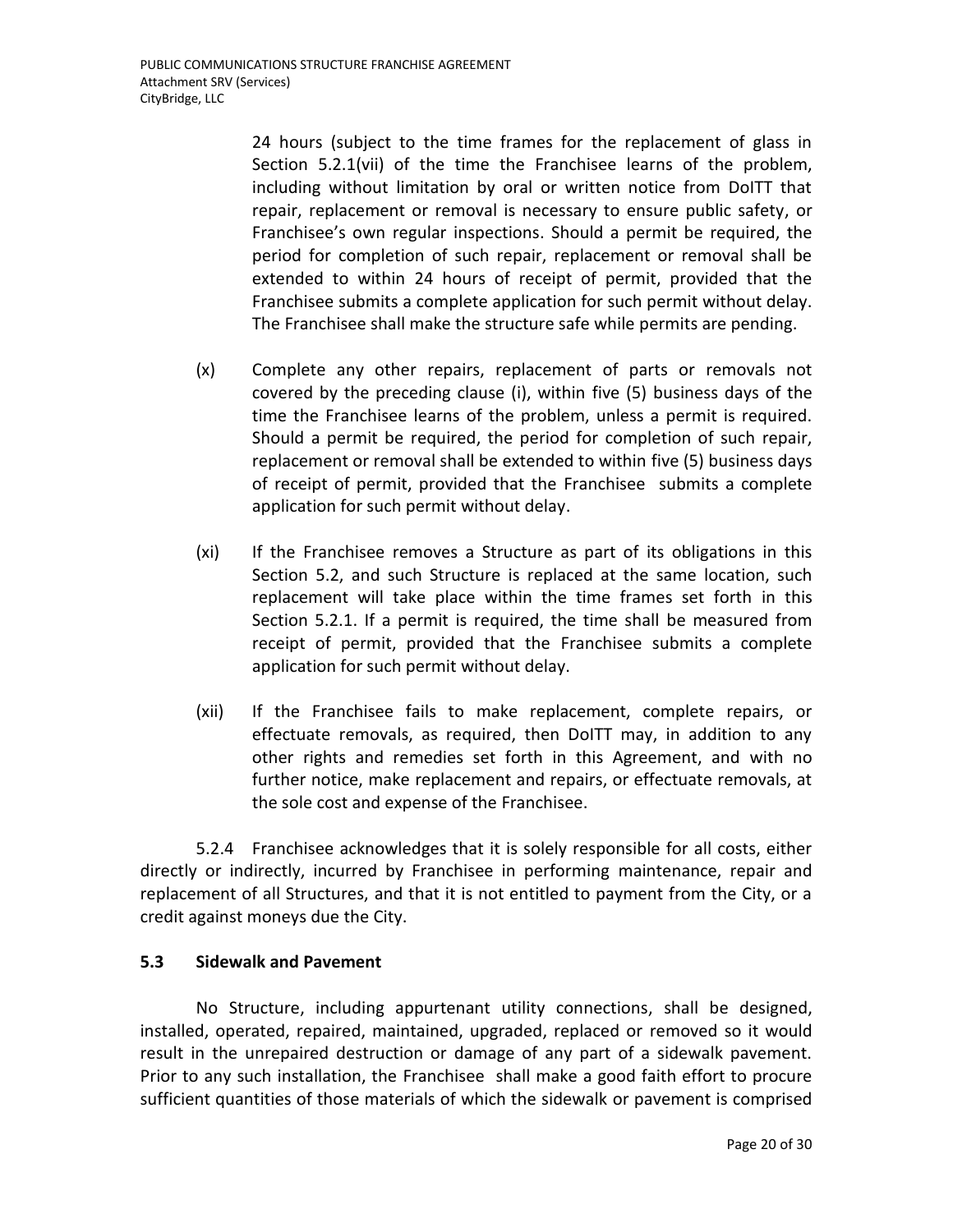24 hours (subject to the time frames for the replacement of glass in Section 5.2.1(vii) of the time the Franchisee learns of the problem, including without limitation by oral or written notice from DoITT that repair, replacement or removal is necessary to ensure public safety, or Franchisee's own regular inspections. Should a permit be required, the period for completion of such repair, replacement or removal shall be extended to within 24 hours of receipt of permit, provided that the Franchisee submits a complete application for such permit without delay. The Franchisee shall make the structure safe while permits are pending.

(x) Complete any other repairs, replacement of parts or removals not covered by the preceding clause (i), within five (5) business days of the time the Franchisee learns of the problem, unless a permit is required. Should a permit be required, the period for completion of such repair, replacement or removal shall be extended to within five (5) business days of receipt of permit, provided that the Franchisee submits a complete application for such permit without delay.

(xi) If the Franchisee removes a Structure as part of its obligations in this Section 5.2, and such Structure is replaced at the same location, such replacement will take place within the time frames set forth in this Section 5.2.1. If a permit is required, the time shall be measured from receipt of permit, provided that the Franchisee submits a complete application for such permit without delay.

(xii) If the Franchisee fails to make replacement, complete repairs, or effectuate removals, as required, then DoITT may, in addition to any other rights and remedies set forth in this Agreement, and with no further notice, make replacement and repairs, or effectuate removals, at the sole cost and expense of the Franchisee.

5.2.4 Franchisee acknowledges that it is solely responsible for all costs, either directly or indirectly, incurred by Franchisee in performing maintenance, repair and replacement of all Structures, and that it is not entitled to payment from the City, or a credit against moneys due the City.

**5.3 Sidewalk and Pavement**

No Structure, including appurtenant utility connections, shall be designed, installed, operated, repaired, maintained, upgraded, replaced or removed so it would result in the unrepaired destruction or damage of any part of a sidewalk pavement. Prior to any such installation, the Franchisee shall make a good faith effort to procure sufficient quantities of those materials of which the sidewalk or pavement is comprised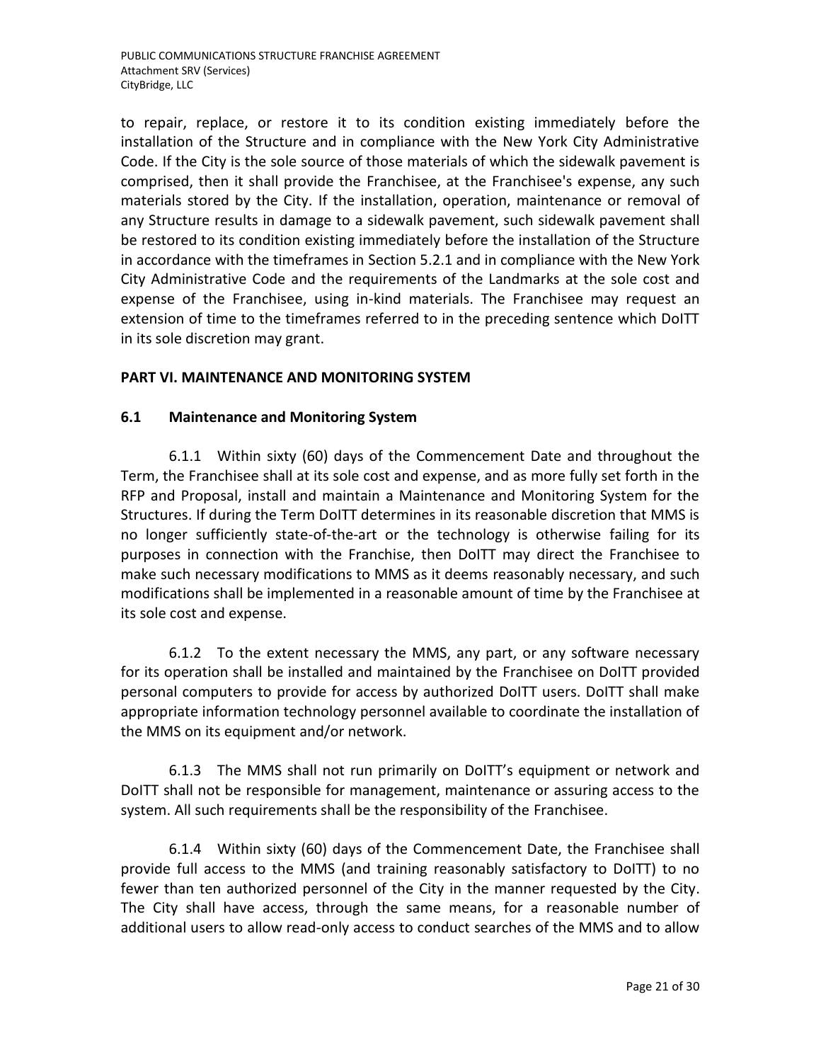to repair, replace, or restore it to its condition existing immediately before the installation of the Structure and in compliance with the New York City Administrative Code. If the City is the sole source of those materials of which the sidewalk pavement is comprised, then it shall provide the Franchisee, at the Franchisee's expense, any such materials stored by the City. If the installation, operation, maintenance or removal of any Structure results in damage to a sidewalk pavement, such sidewalk pavement shall be restored to its condition existing immediately before the installation of the Structure in accordance with the timeframes in Section 5.2.1 and in compliance with the New York City Administrative Code and the requirements of the Landmarks at the sole cost and expense of the Franchisee, using in-kind materials. The Franchisee may request an extension of time to the timeframes referred to in the preceding sentence which DoITT in its sole discretion may grant.

## PART VI. MAINTENANCE AND MONITORING SYSTEM

### 6.1 Maintenance and Monitoring System

6.1.1 Within sixty (60) days of the Commencement Date and throughout the Term, the Franchisee shall at its sole cost and expense, and as more fully set forth in the RFP and Proposal, install and maintain a Maintenance and Monitoring System for the Structures. If during the Term DoITT determines in its reasonable discretion that MMS is no longer sufficiently state-of-the-art or the technology is otherwise failing for its purposes in connection with the Franchise, then DoITT may direct the Franchisee to make such necessary modifications to MMS as it deems reasonably necessary, and such modifications shall be implemented in a reasonable amount of time by the Franchisee at its sole cost and expense.

6.1.2 To the extent necessary the MMS, any part, or any software necessary for its operation shall be installed and maintained by the Franchisee on DoITT provided personal computers to provide for access by authorized DoITT users. DoITT shall make appropriate information technology personnel available to coordinate the installation of the MMS on its equipment and/or network.

6.1.3 The MMS shall not run primarily on DoITT's equipment or network and DoITT shall not be responsible for management, maintenance or assuring access to the system. All such requirements shall be the responsibility of the Franchisee.

6.1.4 Within sixty (60) days of the Commencement Date, the Franchisee shall provide full access to the MMS (and training reasonably satisfactory to DoITT) to no fewer than ten authorized personnel of the City in the manner requested by the City. The City shall have access, through the same means, for a reasonable number of additional users to allow read-only access to conduct searches of the MMS and to allow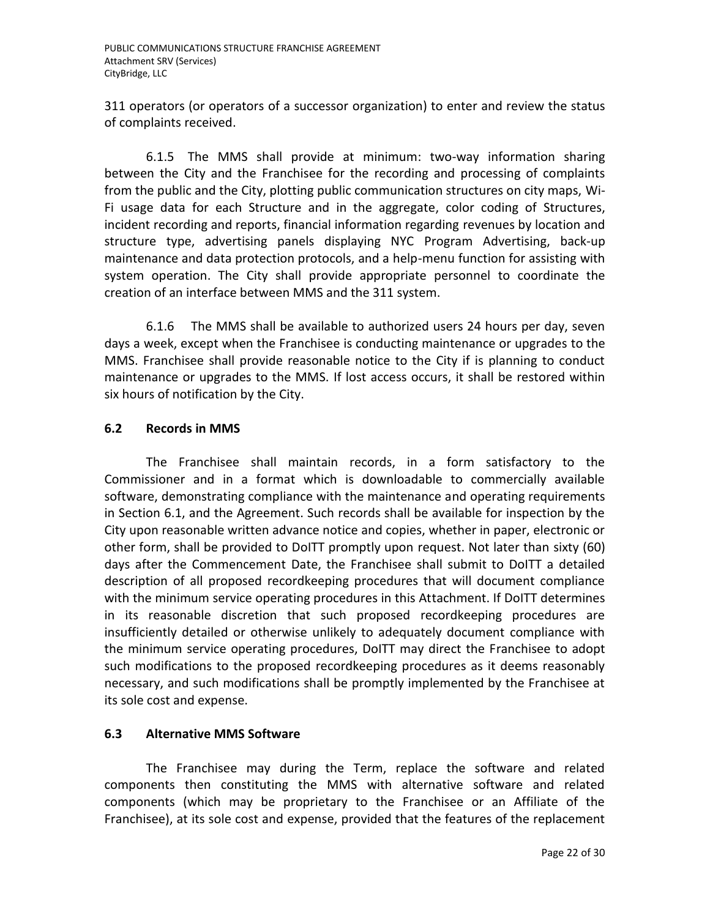311 operators (or operators of a successor organization) to enter and review the status of complaints received.

6.1.5 The MMS shall provide at minimum: two-way information sharing between the City and the Franchisee for the recording and processing of complaints from the public and the City, plotting public communication structures on city maps, Wi-Fi usage data for each Structure and in the aggregate, color coding of Structures, incident recording and reports, financial information regarding revenues by location and structure type, advertising panels displaying NYC Program Advertising, back-up maintenance and data protection protocols, and a help-menu function for assisting with system operation. The City shall provide appropriate personnel to coordinate the creation of an interface between MMS and the 311 system.

6.1.6 The MMS shall be available to authorized users 24 hours per day, seven days a week, except when the Franchisee is conducting maintenance or upgrades to the MMS. Franchisee shall provide reasonable notice to the City if is planning to conduct maintenance or upgrades to the MMS. If lost access occurs, it shall be restored within six hours of notification by the City.

### 6.2 Records in MMS

The Franchisee shall maintain records, in a form satisfactory to the Commissioner and in a format which is downloadable to commercially available software, demonstrating compliance with the maintenance and operating requirements in Section 6.1, and the Agreement. Such records shall be available for inspection by the City upon reasonable written advance notice and copies, whether in paper, electronic or other form, shall be provided to DoITT promptly upon request. Not later than sixty (60) days after the Commencement Date, the Franchisee shall submit to DoITT a detailed description of all proposed recordkeeping procedures that will document compliance with the minimum service operating procedures in this Attachment. If DoITT determines in its reasonable discretion that such proposed recordkeeping procedures are insufficiently detailed or otherwise unlikely to adequately document compliance with the minimum service operating procedures, DoITT may direct the Franchisee to adopt such modifications to the proposed recordkeeping procedures as it deems reasonably necessary, and such modifications shall be promptly implemented by the Franchisee at its sole cost and expense.

### 6.3 Alternative MMS Software

The Franchisee may during the Term, replace the software and related components then constituting the MMS with alternative software and related components (which may be proprietary to the Franchisee or an Affiliate of the Franchisee), at its sole cost and expense, provided that the features of the replacement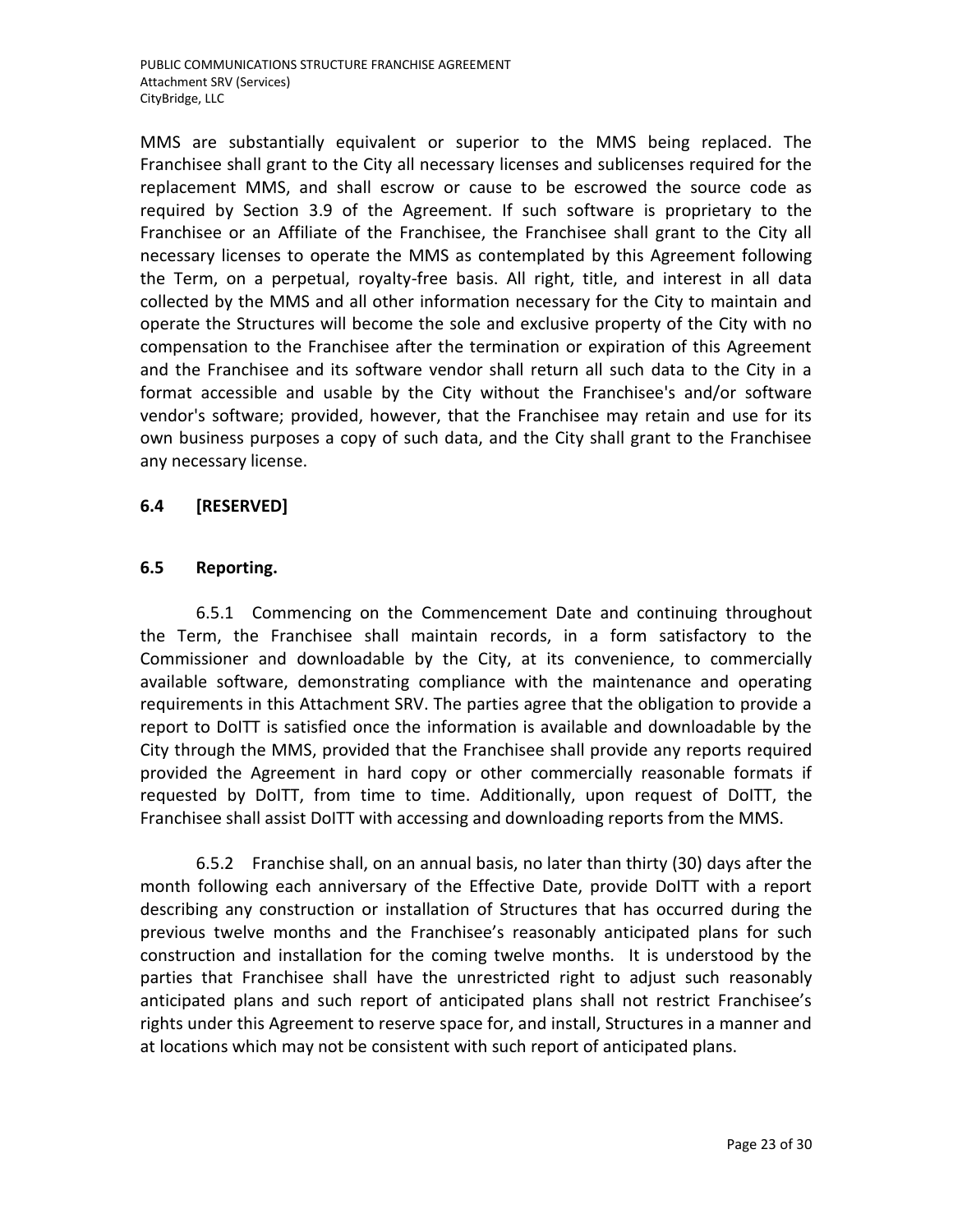MMS are substantially equivalent or superior to the MMS being replaced. The Franchisee shall grant to the City all necessary licenses and sublicenses required for the replacement MMS, and shall escrow or cause to be escrowed the source code as required by Section 3.9 of the Agreement. If such software is proprietary to the Franchisee or an Affiliate of the Franchisee, the Franchisee shall grant to the City all necessary licenses to operate the MMS as contemplated by this Agreement following the Term, on a perpetual, royalty-free basis. All right, title, and interest in all data collected by the MMS and all other information necessary for the City to maintain and operate the Structures will become the sole and exclusive property of the City with no compensation to the Franchisee after the termination or expiration of this Agreement and the Franchisee and its software vendor shall return all such data to the City in a format accessible and usable by the City without the Franchisee's and/or software vendor's software; provided, however, that the Franchisee may retain and use for its own business purposes a copy of such data, and the City shall grant to the Franchisee any necessary license.

## 6.4 [RESERVED]

## 6.5 Reporting.

6.5.1 Commencing on the Commencement Date and continuing throughout the Term, the Franchisee shall maintain records, in a form satisfactory to the Commissioner and downloadable by the City, at its convenience, to commercially available software, demonstrating compliance with the maintenance and operating requirements in this Attachment SRV. The parties agree that the obligation to provide a report to DoITT is satisfied once the information is available and downloadable by the City through the MMS, provided that the Franchisee shall provide any reports required provided the Agreement in hard copy or other commercially reasonable formats if requested by DoITT, from time to time. Additionally, upon request of DoITT, the Franchisee shall assist DoITT with accessing and downloading reports from the MMS.

6.5.2 Franchise shall, on an annual basis, no later than thirty (30) days after the month following each anniversary of the Effective Date, provide DoITT with a report describing any construction or installation of Structures that has occurred during the previous twelve months and the Franchisee's reasonably anticipated plans for such construction and installation for the coming twelve months. It is understood by the parties that Franchisee shall have the unrestricted right to adjust such reasonably anticipated plans and such report of anticipated plans shall not restrict Franchisee's rights under this Agreement to reserve space for, and install, Structures in a manner and at locations which may not be consistent with such report of anticipated plans.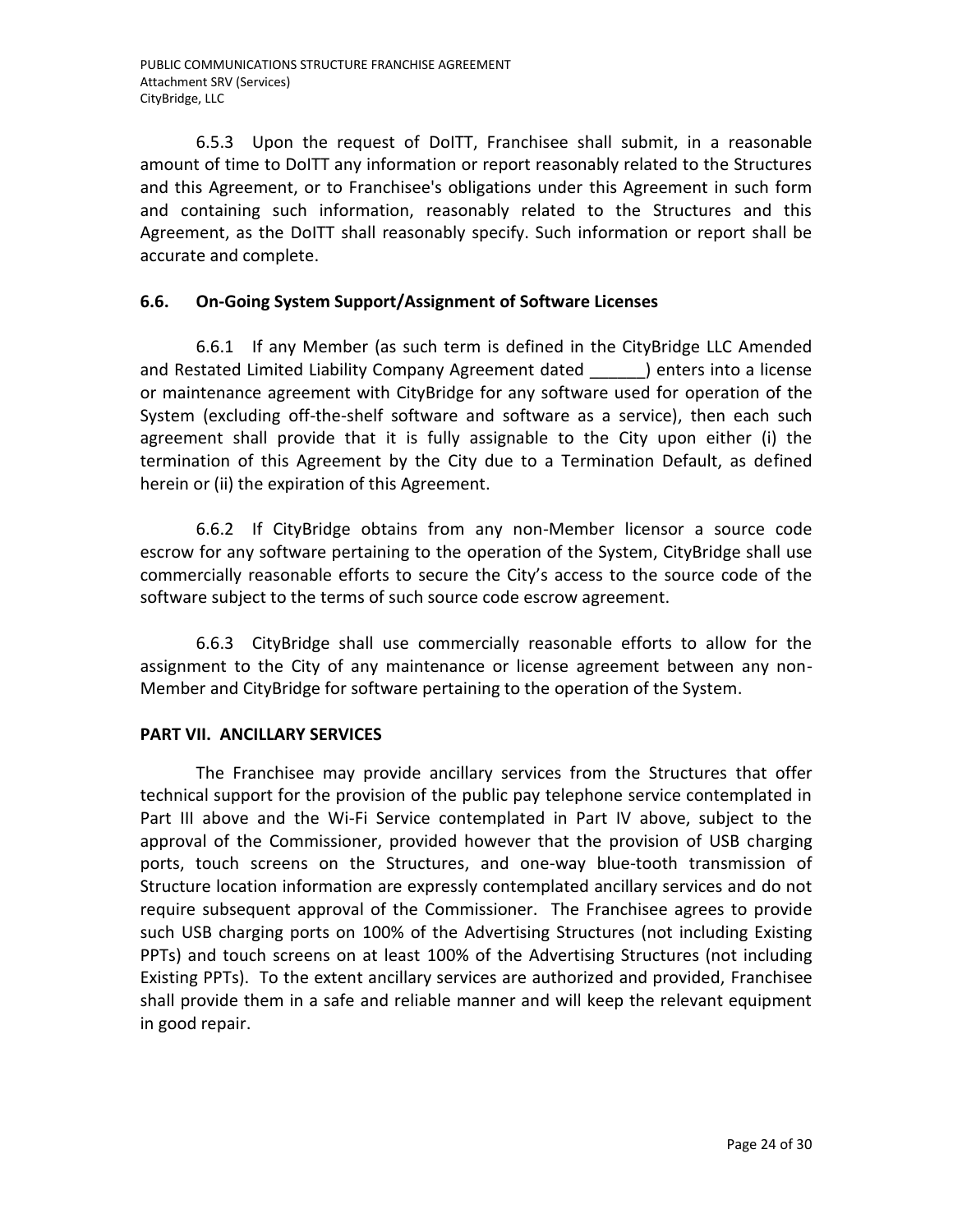6.5.3 Upon the request of DoITT, Franchisee shall submit, in a reasonable amount of time to DoITT any information or report reasonably related to the Structures and this Agreement, or to Franchisee's obligations under this Agreement in such form and containing such information, reasonably related to the Structures and this Agreement, as the DoITT shall reasonably specify. Such information or report shall be accurate and complete.

### 6.6. On-Going System Support/Assignment of Software Licenses

6.6.1 If any Member (as such term is defined in the CityBridge LLC Amended and Restated Limited Liability Company Agreement dated ______) enters into a license or maintenance agreement with CityBridge for any software used for operation of the System (excluding off-the-shelf software and software as a service), then each such agreement shall provide that it is fully assignable to the City upon either (i) the termination of this Agreement by the City due to a Termination Default, as defined herein or (ii) the expiration of this Agreement.

6.6.2 If CityBridge obtains from any non-Member licensor a source code escrow for any software pertaining to the operation of the System, CityBridge shall use commercially reasonable efforts to secure the City's access to the source code of the software subject to the terms of such source code escrow agreement.

6.6.3 CityBridge shall use commercially reasonable efforts to allow for the assignment to the City of any maintenance or license agreement between any non-Member and CityBridge for software pertaining to the operation of the System.

## PART VII. ANCILLARY SERVICES

The Franchisee may provide ancillary services from the Structures that offer technical support for the provision of the public pay telephone service contemplated in Part III above and the Wi-Fi Service contemplated in Part IV above, subject to the approval of the Commissioner, provided however that the provision of USB charging ports, touch screens on the Structures, and one-way blue-tooth transmission of Structure location information are expressly contemplated ancillary services and do not require subsequent approval of the Commissioner. The Franchisee agrees to provide such USB charging ports on 100% of the Advertising Structures (not including Existing PPTs) and touch screens on at least 100% of the Advertising Structures (not including Existing PPTs). To the extent ancillary services are authorized and provided, Franchisee shall provide them in a safe and reliable manner and will keep the relevant equipment in good repair.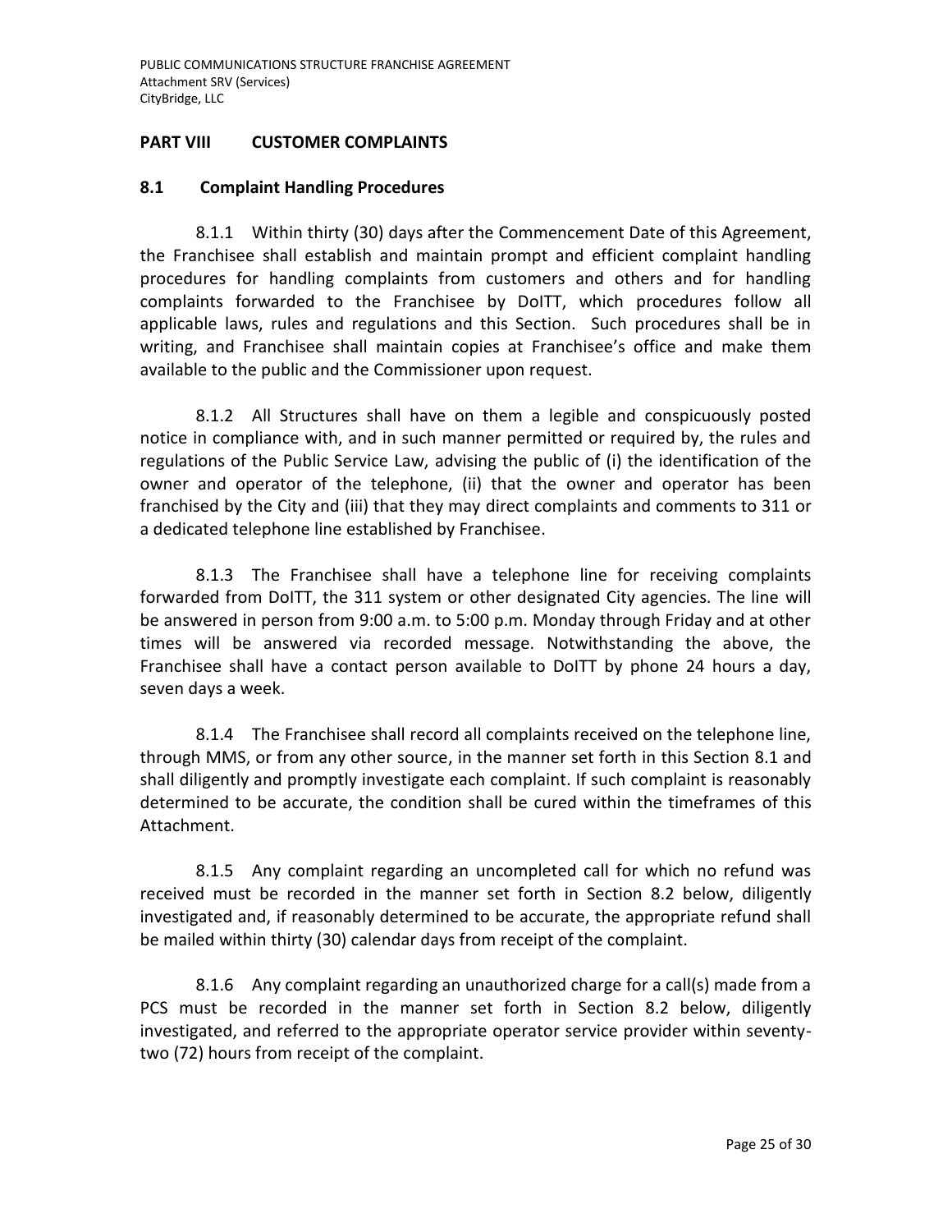## PART VIII CUSTOMER COMPLAINTS

### 8.1 Complaint Handling Procedures

8.1.1 Within thirty (30) days after the Commencement Date of this Agreement, the Franchisee shall establish and maintain prompt and efficient complaint handling procedures for handling complaints from customers and others and for handling complaints forwarded to the Franchisee by DoITT, which procedures follow all applicable laws, rules and regulations and this Section. Such procedures shall be in writing, and Franchisee shall maintain copies at Franchisee's office and make them available to the public and the Commissioner upon request.

8.1.2 All Structures shall have on them a legible and conspicuously posted notice in compliance with, and in such manner permitted or required by, the rules and regulations of the Public Service Law, advising the public of (i) the identification of the owner and operator of the telephone, (ii) that the owner and operator has been franchised by the City and (iii) that they may direct complaints and comments to 311 or a dedicated telephone line established by Franchisee.

8.1.3 The Franchisee shall have a telephone line for receiving complaints forwarded from DoITT, the 311 system or other designated City agencies. The line will be answered in person from 9:00 a.m. to 5:00 p.m. Monday through Friday and at other times will be answered via recorded message. Notwithstanding the above, the Franchisee shall have a contact person available to DoITT by phone 24 hours a day, seven days a week.

8.1.4 The Franchisee shall record all complaints received on the telephone line, through MMS, or from any other source, in the manner set forth in this Section 8.1 and shall diligently and promptly investigate each complaint. If such complaint is reasonably determined to be accurate, the condition shall be cured within the timeframes of this Attachment.

8.1.5 Any complaint regarding an uncompleted call for which no refund was received must be recorded in the manner set forth in Section 8.2 below, diligently investigated and, if reasonably determined to be accurate, the appropriate refund shall be mailed within thirty (30) calendar days from receipt of the complaint.

8.1.6 Any complaint regarding an unauthorized charge for a call(s) made from a PCS must be recorded in the manner set forth in Section 8.2 below, diligently investigated, and referred to the appropriate operator service provider within seventy-two (72) hours from receipt of the complaint.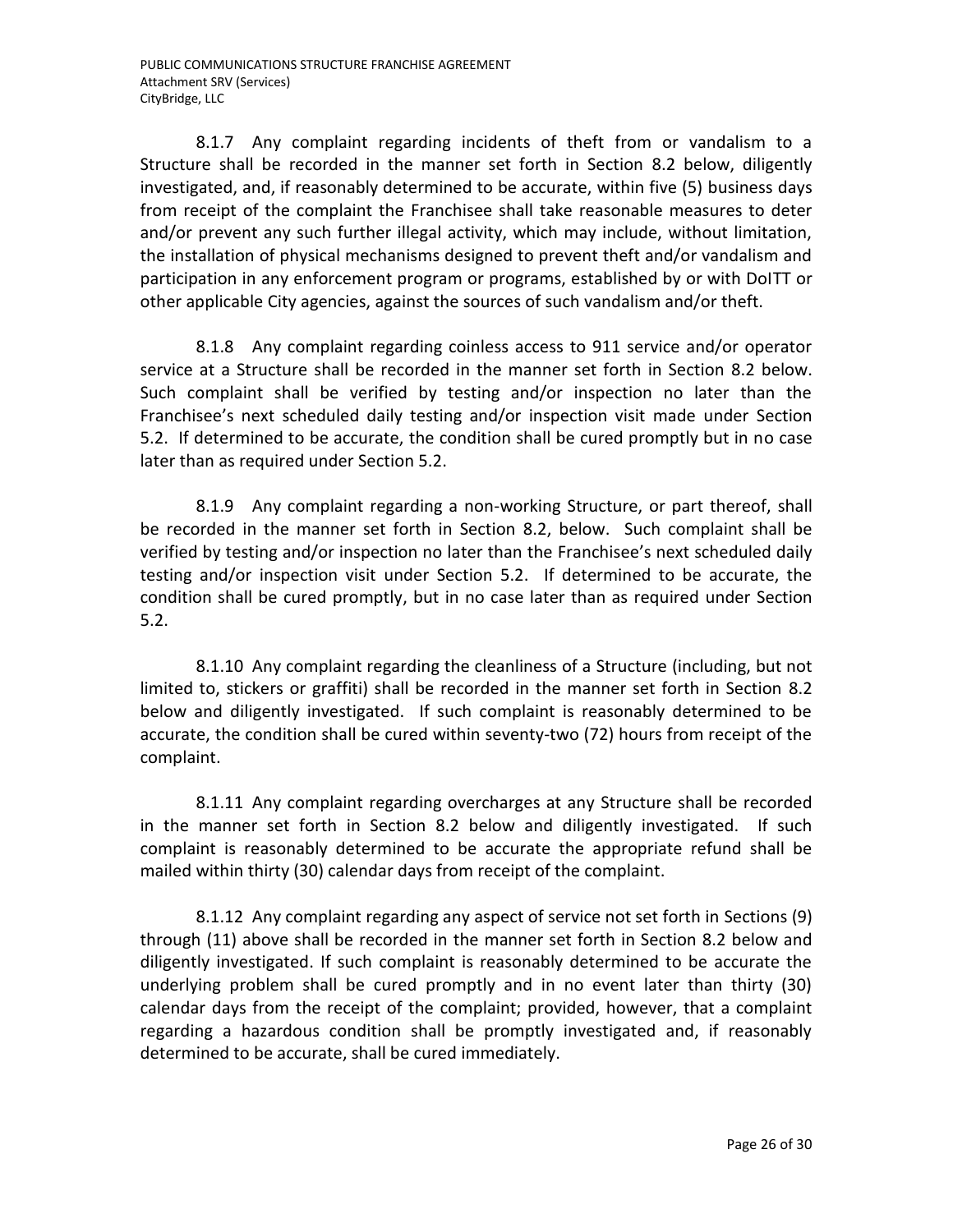8.1.7 Any complaint regarding incidents of theft from or vandalism to a Structure shall be recorded in the manner set forth in Section 8.2 below, diligently investigated, and, if reasonably determined to be accurate, within five (5) business days from receipt of the complaint the Franchisee shall take reasonable measures to deter and/or prevent any such further illegal activity, which may include, without limitation, the installation of physical mechanisms designed to prevent theft and/or vandalism and participation in any enforcement program or programs, established by or with DoITT or other applicable City agencies, against the sources of such vandalism and/or theft.

8.1.8 Any complaint regarding coinless access to 911 service and/or operator service at a Structure shall be recorded in the manner set forth in Section 8.2 below. Such complaint shall be verified by testing and/or inspection no later than the Franchisee's next scheduled daily testing and/or inspection visit made under Section 5.2. If determined to be accurate, the condition shall be cured promptly but in no case later than as required under Section 5.2.

8.1.9 Any complaint regarding a non-working Structure, or part thereof, shall be recorded in the manner set forth in Section 8.2, below. Such complaint shall be verified by testing and/or inspection no later than the Franchisee's next scheduled daily testing and/or inspection visit under Section 5.2. If determined to be accurate, the condition shall be cured promptly, but in no case later than as required under Section 5.2.

8.1.10 Any complaint regarding the cleanliness of a Structure (including, but not limited to, stickers or graffiti) shall be recorded in the manner set forth in Section 8.2 below and diligently investigated. If such complaint is reasonably determined to be accurate, the condition shall be cured within seventy-two (72) hours from receipt of the complaint.

8.1.11 Any complaint regarding overcharges at any Structure shall be recorded in the manner set forth in Section 8.2 below and diligently investigated. If such complaint is reasonably determined to be accurate the appropriate refund shall be mailed within thirty (30) calendar days from receipt of the complaint.

8.1.12 Any complaint regarding any aspect of service not set forth in Sections (9) through (11) above shall be recorded in the manner set forth in Section 8.2 below and diligently investigated. If such complaint is reasonably determined to be accurate the underlying problem shall be cured promptly and in no event later than thirty (30) calendar days from the receipt of the complaint; provided, however, that a complaint regarding a hazardous condition shall be promptly investigated and, if reasonably determined to be accurate, shall be cured immediately.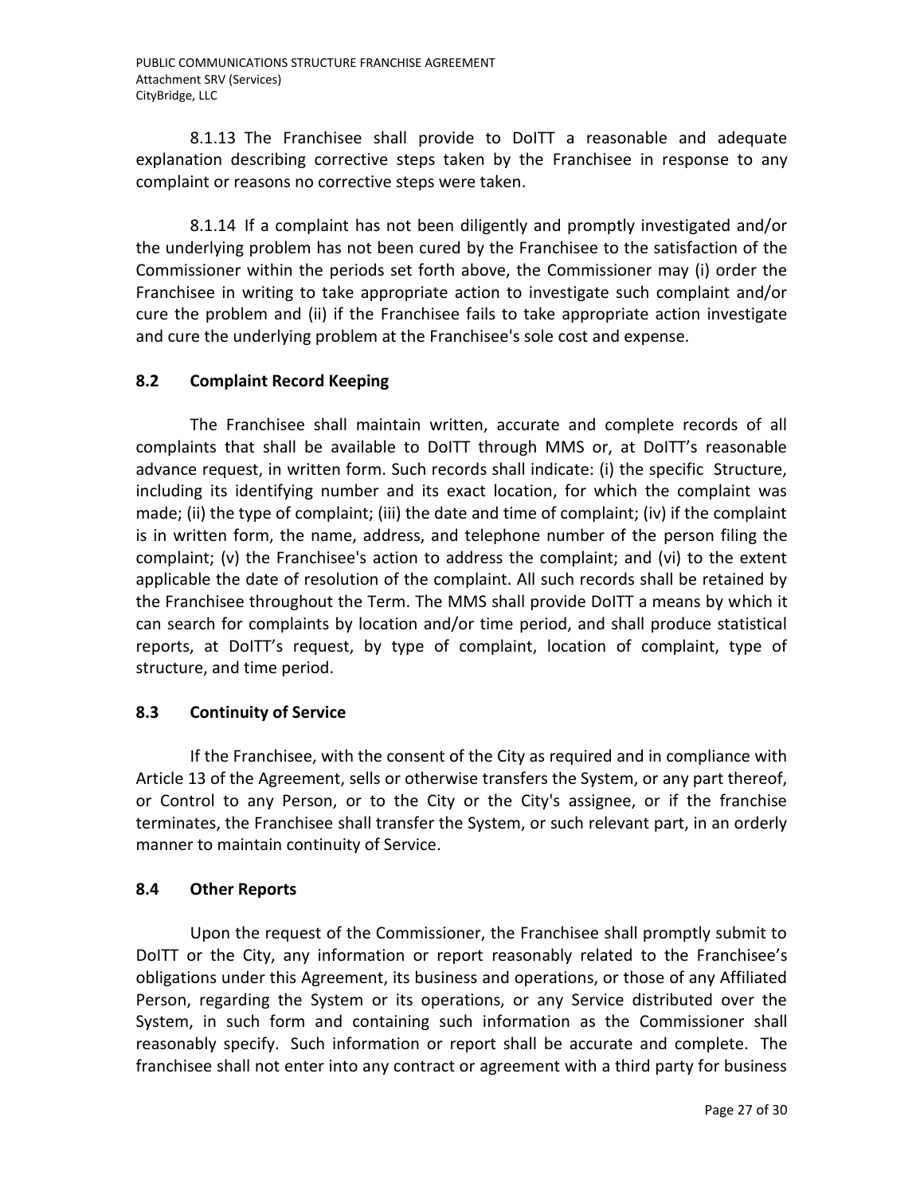8.1.13 The Franchisee shall provide to DoITT a reasonable and adequate explanation describing corrective steps taken by the Franchisee in response to any complaint or reasons no corrective steps were taken.

8.1.14 If a complaint has not been diligently and promptly investigated and/or the underlying problem has not been cured by the Franchisee to the satisfaction of the Commissioner within the periods set forth above, the Commissioner may (i) order the Franchisee in writing to take appropriate action to investigate such complaint and/or cure the problem and (ii) if the Franchisee fails to take appropriate action investigate and cure the underlying problem at the Franchisee's sole cost and expense.

## 8.2 Complaint Record Keeping

The Franchisee shall maintain written, accurate and complete records of all complaints that shall be available to DoITT through MMS or, at DoITT's reasonable advance request, in written form. Such records shall indicate: (i) the specific Structure, including its identifying number and its exact location, for which the complaint was made; (ii) the type of complaint; (iii) the date and time of complaint; (iv) if the complaint is in written form, the name, address, and telephone number of the person filing the complaint; (v) the Franchisee's action to address the complaint; and (vi) to the extent applicable the date of resolution of the complaint. All such records shall be retained by the Franchisee throughout the Term. The MMS shall provide DoITT a means by which it can search for complaints by location and/or time period, and shall produce statistical reports, at DoITT's request, by type of complaint, location of complaint, type of structure, and time period.

## 8.3 Continuity of Service

If the Franchisee, with the consent of the City as required and in compliance with Article 13 of the Agreement, sells or otherwise transfers the System, or any part thereof, or Control to any Person, or to the City or the City's assignee, or if the franchise terminates, the Franchisee shall transfer the System, or such relevant part, in an orderly manner to maintain continuity of Service.

## 8.4 Other Reports

Upon the request of the Commissioner, the Franchisee shall promptly submit to DoITT or the City, any information or report reasonably related to the Franchisee's obligations under this Agreement, its business and operations, or those of any Affiliated Person, regarding the System or its operations, or any Service distributed over the System, in such form and containing such information as the Commissioner shall reasonably specify. Such information or report shall be accurate and complete. The franchisee shall not enter into any contract or agreement with a third party for business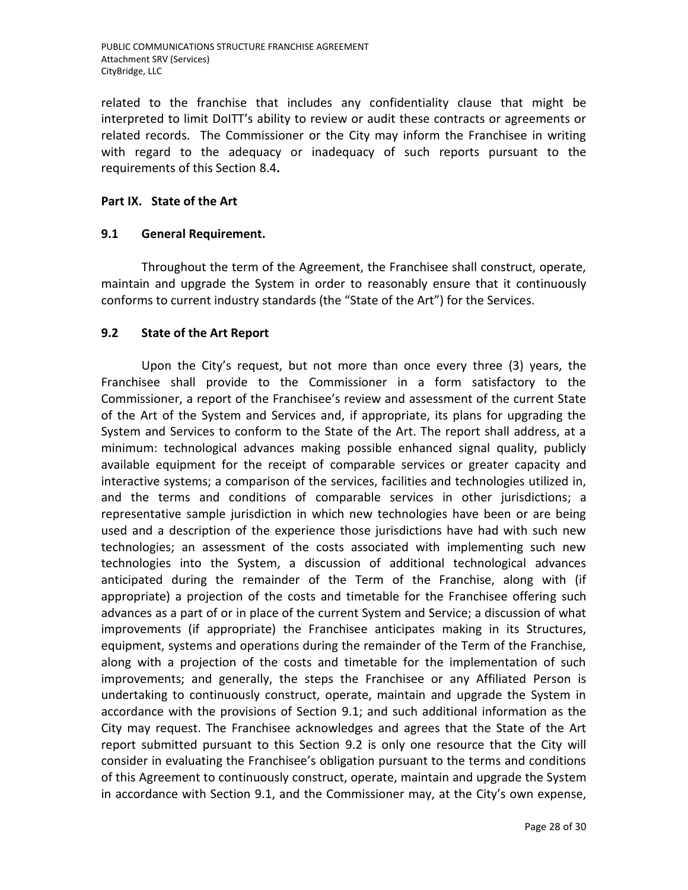related to the franchise that includes any confidentiality clause that might be interpreted to limit DoITT's ability to review or audit these contracts or agreements or related records. The Commissioner or the City may inform the Franchisee in writing with regard to the adequacy or inadequacy of such reports pursuant to the requirements of this Section 8.4**.**

## Part IX. State of the Art

### 9.1 General Requirement.

Throughout the term of the Agreement, the Franchisee shall construct, operate, maintain and upgrade the System in order to reasonably ensure that it continuously conforms to current industry standards (the "State of the Art") for the Services.

### 9.2 State of the Art Report

Upon the City's request, but not more than once every three (3) years, the Franchisee shall provide to the Commissioner in a form satisfactory to the Commissioner, a report of the Franchisee's review and assessment of the current State of the Art of the System and Services and, if appropriate, its plans for upgrading the System and Services to conform to the State of the Art. The report shall address, at a minimum: technological advances making possible enhanced signal quality, publicly available equipment for the receipt of comparable services or greater capacity and interactive systems; a comparison of the services, facilities and technologies utilized in, and the terms and conditions of comparable services in other jurisdictions; a representative sample jurisdiction in which new technologies have been or are being used and a description of the experience those jurisdictions have had with such new technologies; an assessment of the costs associated with implementing such new technologies into the System, a discussion of additional technological advances anticipated during the remainder of the Term of the Franchise, along with (if appropriate) a projection of the costs and timetable for the Franchisee offering such advances as a part of or in place of the current System and Service; a discussion of what improvements (if appropriate) the Franchisee anticipates making in its Structures, equipment, systems and operations during the remainder of the Term of the Franchise, along with a projection of the costs and timetable for the implementation of such improvements; and generally, the steps the Franchisee or any Affiliated Person is undertaking to continuously construct, operate, maintain and upgrade the System in accordance with the provisions of Section 9.1; and such additional information as the City may request. The Franchisee acknowledges and agrees that the State of the Art report submitted pursuant to this Section 9.2 is only one resource that the City will consider in evaluating the Franchisee's obligation pursuant to the terms and conditions of this Agreement to continuously construct, operate, maintain and upgrade the System in accordance with Section 9.1, and the Commissioner may, at the City's own expense,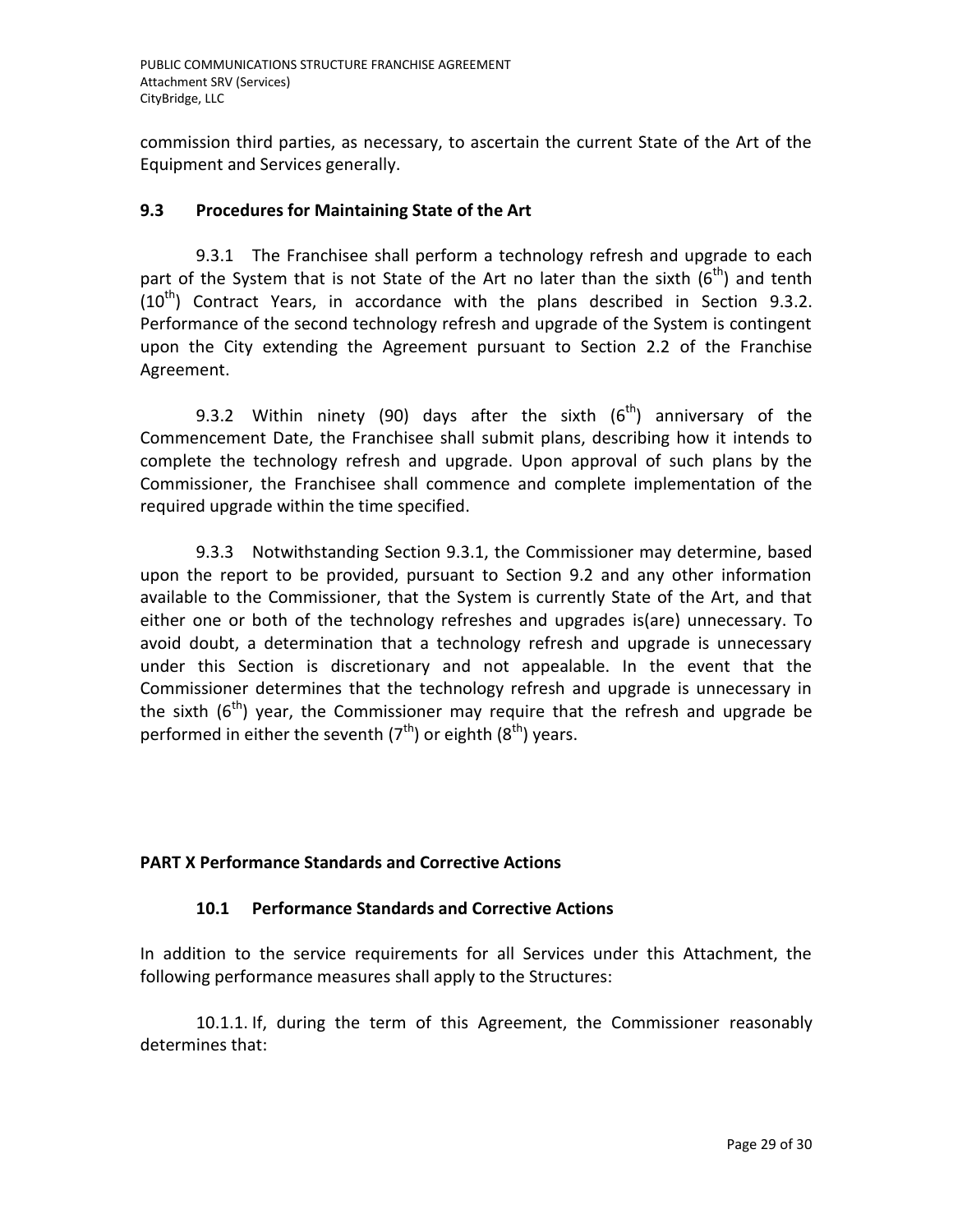commission third parties, as necessary, to ascertain the current State of the Art of the Equipment and Services generally.

### 9.3 Procedures for Maintaining State of the Art

9.3.1 The Franchisee shall perform a technology refresh and upgrade to each part of the System that is not State of the Art no later than the sixth (6th) and tenth (10th) Contract Years, in accordance with the plans described in Section 9.3.2. Performance of the second technology refresh and upgrade of the System is contingent upon the City extending the Agreement pursuant to Section 2.2 of the Franchise Agreement.

9.3.2 Within ninety (90) days after the sixth (6th) anniversary of the Commencement Date, the Franchisee shall submit plans, describing how it intends to complete the technology refresh and upgrade. Upon approval of such plans by the Commissioner, the Franchisee shall commence and complete implementation of the required upgrade within the time specified.

9.3.3 Notwithstanding Section 9.3.1, the Commissioner may determine, based upon the report to be provided, pursuant to Section 9.2 and any other information available to the Commissioner, that the System is currently State of the Art, and that either one or both of the technology refreshes and upgrades is(are) unnecessary. To avoid doubt, a determination that a technology refresh and upgrade is unnecessary under this Section is discretionary and not appealable. In the event that the Commissioner determines that the technology refresh and upgrade is unnecessary in the sixth (6th) year, the Commissioner may require that the refresh and upgrade be performed in either the seventh (7th) or eighth (8th) years.

## PART X Performance Standards and Corrective Actions

### 10.1 Performance Standards and Corrective Actions

In addition to the service requirements for all Services under this Attachment, the following performance measures shall apply to the Structures:

10.1.1. If, during the term of this Agreement, the Commissioner reasonably determines that: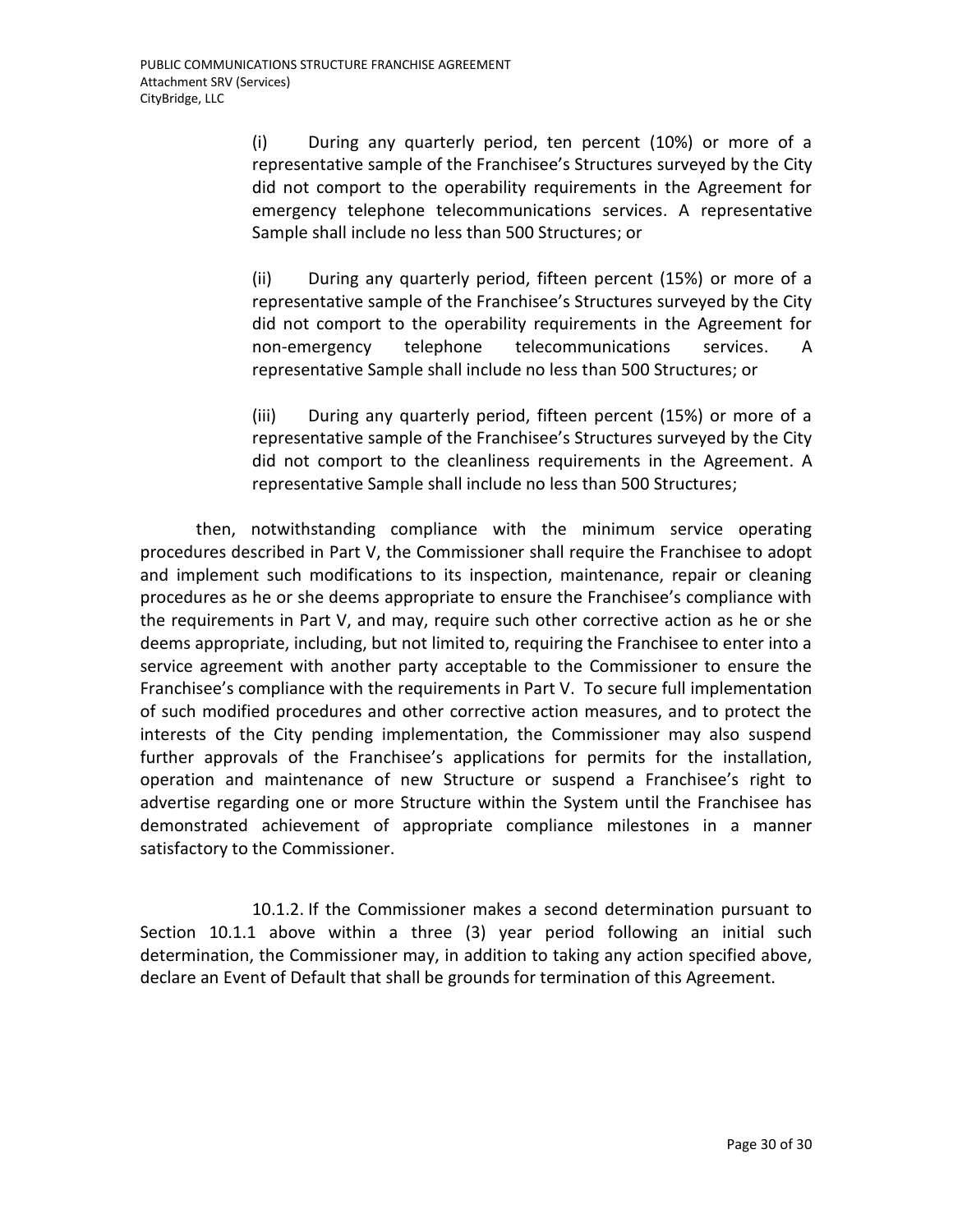(i) During any quarterly period, ten percent (10%) or more of a representative sample of the Franchisee's Structures surveyed by the City did not comport to the operability requirements in the Agreement for emergency telephone telecommunications services. A representative Sample shall include no less than 500 Structures; or

(ii) During any quarterly period, fifteen percent (15%) or more of a representative sample of the Franchisee's Structures surveyed by the City did not comport to the operability requirements in the Agreement for non-emergency telephone telecommunications services. A representative Sample shall include no less than 500 Structures; or

(iii) During any quarterly period, fifteen percent (15%) or more of a representative sample of the Franchisee's Structures surveyed by the City did not comport to the cleanliness requirements in the Agreement. A representative Sample shall include no less than 500 Structures;

then, notwithstanding compliance with the minimum service operating procedures described in Part V, the Commissioner shall require the Franchisee to adopt and implement such modifications to its inspection, maintenance, repair or cleaning procedures as he or she deems appropriate to ensure the Franchisee's compliance with the requirements in Part V, and may, require such other corrective action as he or she deems appropriate, including, but not limited to, requiring the Franchisee to enter into a service agreement with another party acceptable to the Commissioner to ensure the Franchisee's compliance with the requirements in Part V. To secure full implementation of such modified procedures and other corrective action measures, and to protect the interests of the City pending implementation, the Commissioner may also suspend further approvals of the Franchisee's applications for permits for the installation, operation and maintenance of new Structure or suspend a Franchisee's right to advertise regarding one or more Structure within the System until the Franchisee has demonstrated achievement of appropriate compliance milestones in a manner satisfactory to the Commissioner.

10.1.2. If the Commissioner makes a second determination pursuant to Section 10.1.1 above within a three (3) year period following an initial such determination, the Commissioner may, in addition to taking any action specified above, declare an Event of Default that shall be grounds for termination of this Agreement.